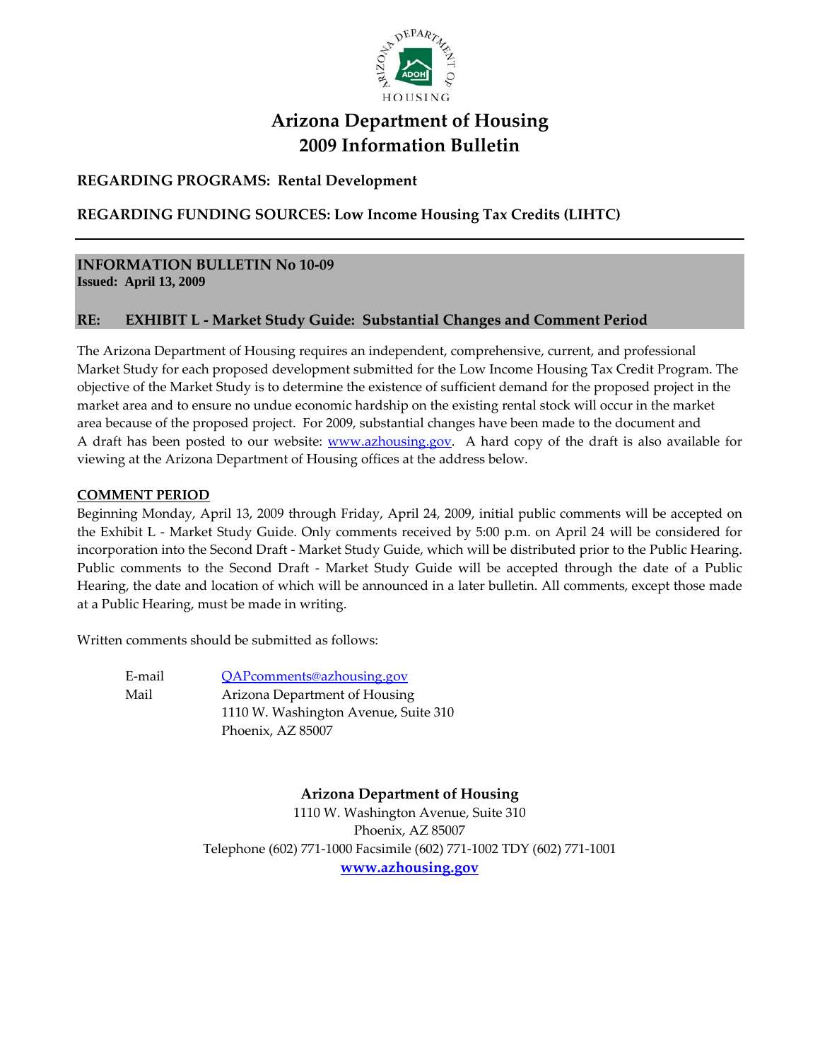# Arizona Department of Housing
# 2009 Information Bulletin

**REGARDING PROGRAMS: Rental Development**

**REGARDING FUNDING SOURCES: Low Income Housing Tax Credits (LIHTC)**

---

**INFORMATION BULLETIN No 10-09**
**Issued: April 13, 2009**

**RE: EXHIBIT L - Market Study Guide: Substantial Changes and Comment Period**

The Arizona Department of Housing requires an independent, comprehensive, current, and professional Market Study for each proposed development submitted for the Low Income Housing Tax Credit Program. The objective of the Market Study is to determine the existence of sufficient demand for the proposed project in the market area and to ensure no undue economic hardship on the existing rental stock will occur in the market area because of the proposed project. For 2009, substantial changes have been made to the document and A draft has been posted to our website: www.azhousing.gov. A hard copy of the draft is also available for viewing at the Arizona Department of Housing offices at the address below.

**COMMENT PERIOD**

Beginning Monday, April 13, 2009 through Friday, April 24, 2009, initial public comments will be accepted on the Exhibit L - Market Study Guide. Only comments received by 5:00 p.m. on April 24 will be considered for incorporation into the Second Draft - Market Study Guide, which will be distributed prior to the Public Hearing. Public comments to the Second Draft - Market Study Guide will be accepted through the date of a Public Hearing, the date and location of which will be announced in a later bulletin. All comments, except those made at a Public Hearing, must be made in writing.

Written comments should be submitted as follows:

E-mail QAPcomments@azhousing.gov

Mail Arizona Department of Housing
1110 W. Washington Avenue, Suite 310
Phoenix, AZ 85007

**Arizona Department of Housing**
1110 W. Washington Avenue, Suite 310
Phoenix, AZ 85007
Telephone (602) 771-1000 Facsimile (602) 771-1002 TDY (602) 771-1001
**www.azhousing.gov**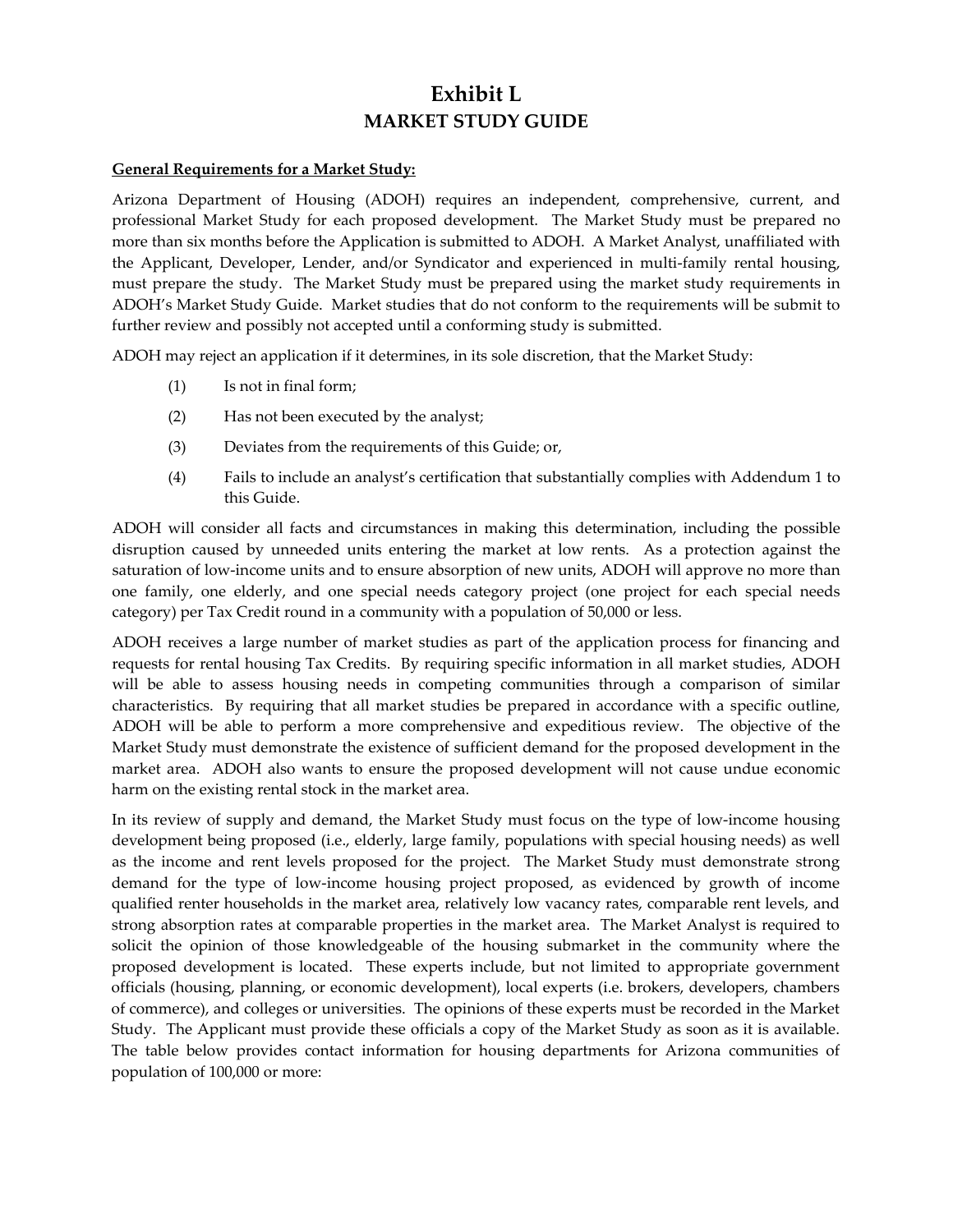# Exhibit L
## MARKET STUDY GUIDE

**General Requirements for a Market Study:**

Arizona Department of Housing (ADOH) requires an independent, comprehensive, current, and professional Market Study for each proposed development. The Market Study must be prepared no more than six months before the Application is submitted to ADOH. A Market Analyst, unaffiliated with the Applicant, Developer, Lender, and/or Syndicator and experienced in multi-family rental housing, must prepare the study. The Market Study must be prepared using the market study requirements in ADOH's Market Study Guide. Market studies that do not conform to the requirements will be submit to further review and possibly not accepted until a conforming study is submitted.

ADOH may reject an application if it determines, in its sole discretion, that the Market Study:

(1) Is not in final form;

(2) Has not been executed by the analyst;

(3) Deviates from the requirements of this Guide; or,

(4) Fails to include an analyst's certification that substantially complies with Addendum 1 to this Guide.

ADOH will consider all facts and circumstances in making this determination, including the possible disruption caused by unneeded units entering the market at low rents. As a protection against the saturation of low-income units and to ensure absorption of new units, ADOH will approve no more than one family, one elderly, and one special needs category project (one project for each special needs category) per Tax Credit round in a community with a population of 50,000 or less.

ADOH receives a large number of market studies as part of the application process for financing and requests for rental housing Tax Credits. By requiring specific information in all market studies, ADOH will be able to assess housing needs in competing communities through a comparison of similar characteristics. By requiring that all market studies be prepared in accordance with a specific outline, ADOH will be able to perform a more comprehensive and expeditious review. The objective of the Market Study must demonstrate the existence of sufficient demand for the proposed development in the market area. ADOH also wants to ensure the proposed development will not cause undue economic harm on the existing rental stock in the market area.

In its review of supply and demand, the Market Study must focus on the type of low-income housing development being proposed (i.e., elderly, large family, populations with special housing needs) as well as the income and rent levels proposed for the project. The Market Study must demonstrate strong demand for the type of low-income housing project proposed, as evidenced by growth of income qualified renter households in the market area, relatively low vacancy rates, comparable rent levels, and strong absorption rates at comparable properties in the market area. The Market Analyst is required to solicit the opinion of those knowledgeable of the housing submarket in the community where the proposed development is located. These experts include, but not limited to appropriate government officials (housing, planning, or economic development), local experts (i.e. brokers, developers, chambers of commerce), and colleges or universities. The opinions of these experts must be recorded in the Market Study. The Applicant must provide these officials a copy of the Market Study as soon as it is available. The table below provides contact information for housing departments for Arizona communities of population of 100,000 or more: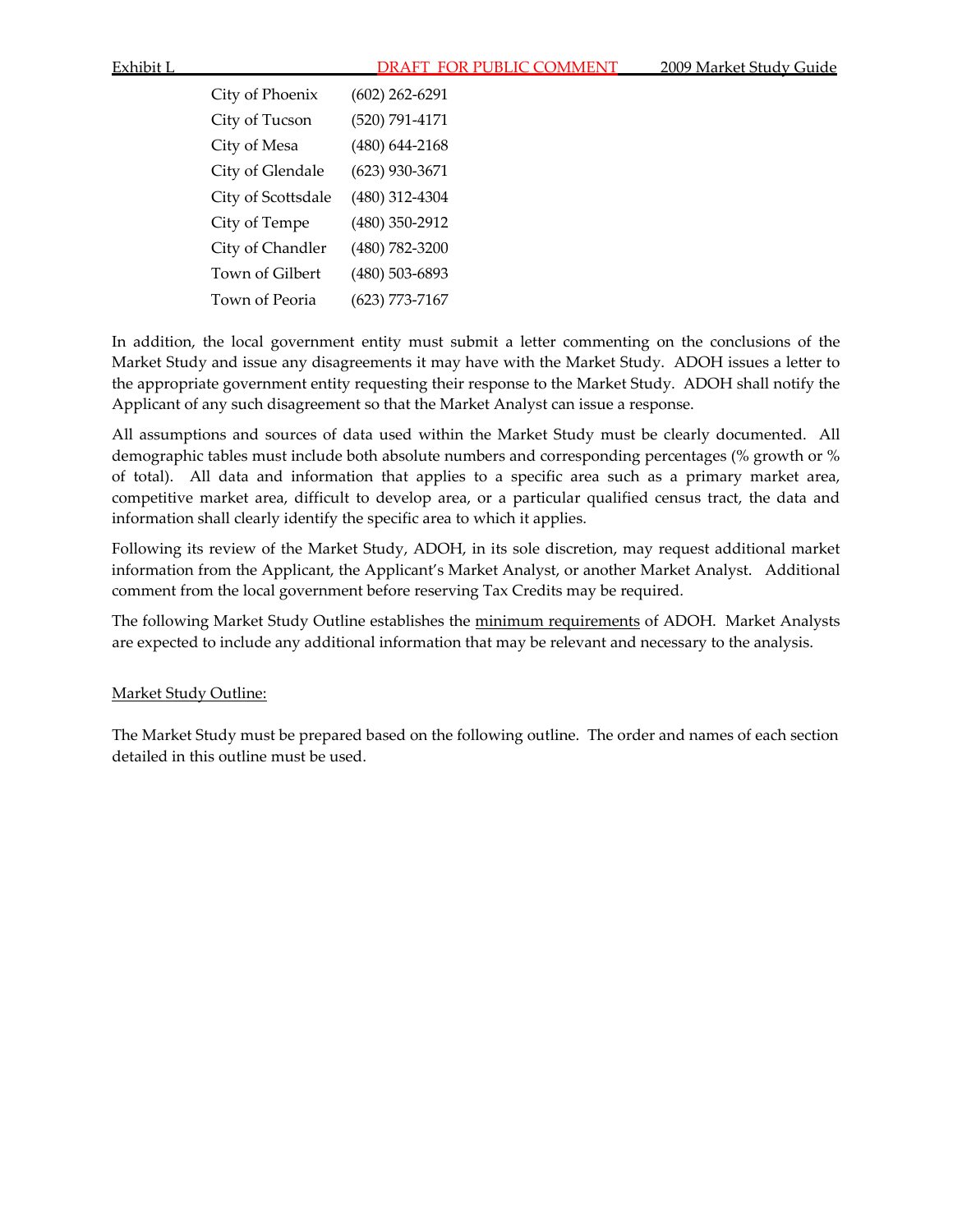| | |
|---|---|
| City of Phoenix | (602) 262-6291 |
| City of Tucson | (520) 791-4171 |
| City of Mesa | (480) 644-2168 |
| City of Glendale | (623) 930-3671 |
| City of Scottsdale | (480) 312-4304 |
| City of Tempe | (480) 350-2912 |
| City of Chandler | (480) 782-3200 |
| Town of Gilbert | (480) 503-6893 |
| Town of Peoria | (623) 773-7167 |

In addition, the local government entity must submit a letter commenting on the conclusions of the Market Study and issue any disagreements it may have with the Market Study. ADOH issues a letter to the appropriate government entity requesting their response to the Market Study. ADOH shall notify the Applicant of any such disagreement so that the Market Analyst can issue a response.

All assumptions and sources of data used within the Market Study must be clearly documented. All demographic tables must include both absolute numbers and corresponding percentages (% growth or % of total). All data and information that applies to a specific area such as a primary market area, competitive market area, difficult to develop area, or a particular qualified census tract, the data and information shall clearly identify the specific area to which it applies.

Following its review of the Market Study, ADOH, in its sole discretion, may request additional market information from the Applicant, the Applicant's Market Analyst, or another Market Analyst. Additional comment from the local government before reserving Tax Credits may be required.

The following Market Study Outline establishes the minimum requirements of ADOH. Market Analysts are expected to include any additional information that may be relevant and necessary to the analysis.

Market Study Outline:

The Market Study must be prepared based on the following outline. The order and names of each section detailed in this outline must be used.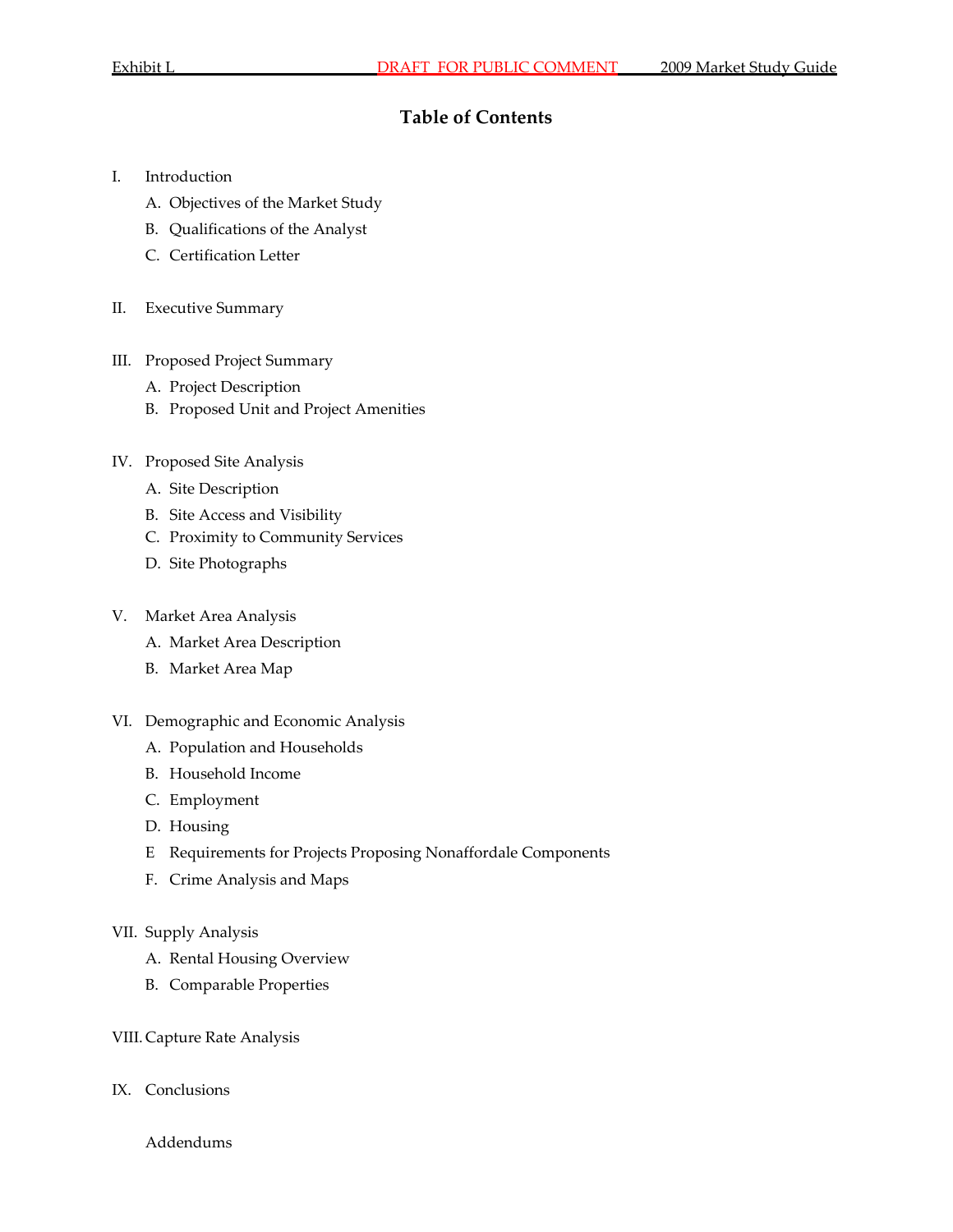# Table of Contents

I. Introduction

- A. Objectives of the Market Study
- B. Qualifications of the Analyst
- C. Certification Letter

II. Executive Summary

III. Proposed Project Summary

- A. Project Description
- B. Proposed Unit and Project Amenities

IV. Proposed Site Analysis

- A. Site Description
- B. Site Access and Visibility
- C. Proximity to Community Services
- D. Site Photographs

V. Market Area Analysis

- A. Market Area Description
- B. Market Area Map

VI. Demographic and Economic Analysis

- A. Population and Households
- B. Household Income
- C. Employment
- D. Housing
- E Requirements for Projects Proposing Nonaffordale Components
- F. Crime Analysis and Maps

VII. Supply Analysis

- A. Rental Housing Overview
- B. Comparable Properties

VIII. Capture Rate Analysis

IX. Conclusions

Addendums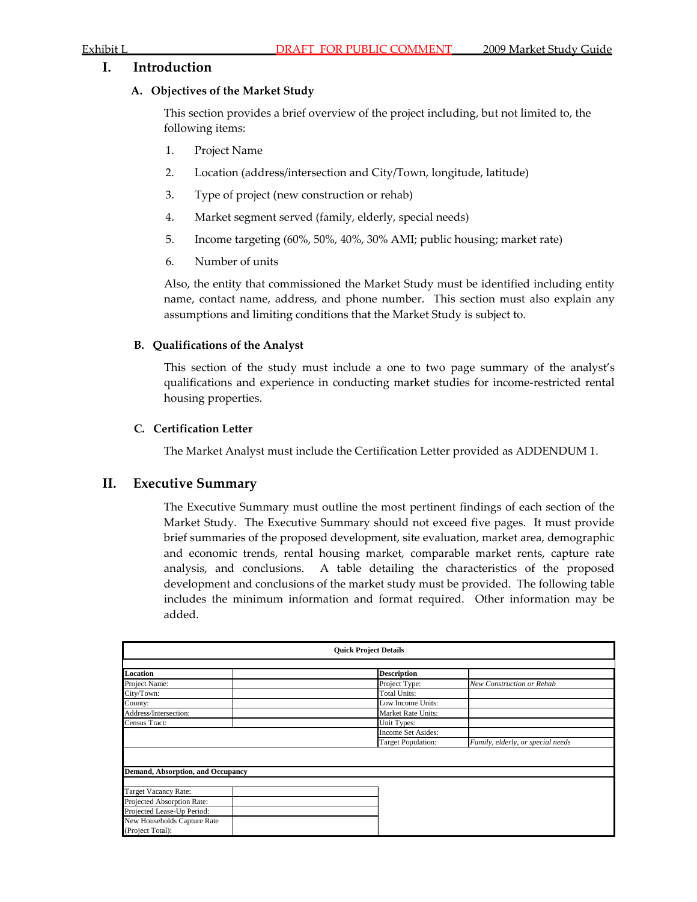# I. Introduction

## A. Objectives of the Market Study

This section provides a brief overview of the project including, but not limited to, the following items:

1. Project Name
2. Location (address/intersection and City/Town, longitude, latitude)
3. Type of project (new construction or rehab)
4. Market segment served (family, elderly, special needs)
5. Income targeting (60%, 50%, 40%, 30% AMI; public housing; market rate)
6. Number of units

Also, the entity that commissioned the Market Study must be identified including entity name, contact name, address, and phone number. This section must also explain any assumptions and limiting conditions that the Market Study is subject to.

## B. Qualifications of the Analyst

This section of the study must include a one to two page summary of the analyst's qualifications and experience in conducting market studies for income-restricted rental housing properties.

## C. Certification Letter

The Market Analyst must include the Certification Letter provided as ADDENDUM 1.

# II. Executive Summary

The Executive Summary must outline the most pertinent findings of each section of the Market Study. The Executive Summary should not exceed five pages. It must provide brief summaries of the proposed development, site evaluation, market area, demographic and economic trends, rental housing market, comparable market rents, capture rate analysis, and conclusions. A table detailing the characteristics of the proposed development and conclusions of the market study must be provided. The following table includes the minimum information and format required. Other information may be added.

| Quick Project Details | | | |
|---|---|---|---|
| **Location** | | **Description** | |
| Project Name: | | Project Type: | *New Construction or Rehab* |
| City/Town: | | Total Units: | |
| County: | | Low Income Units: | |
| Address/Intersection: | | Market Rate Units: | |
| Census Tract: | | Unit Types: | |
| | | Income Set Asides: | |
| | | Target Population: | *Family, elderly, or special needs* |
| **Demand, Absorption, and Occupancy** | | | |
| Target Vacancy Rate: | | | |
| Projected Absorption Rate: | | | |
| Projected Lease-Up Period: | | | |
| New Households Capture Rate (Project Total): | | | |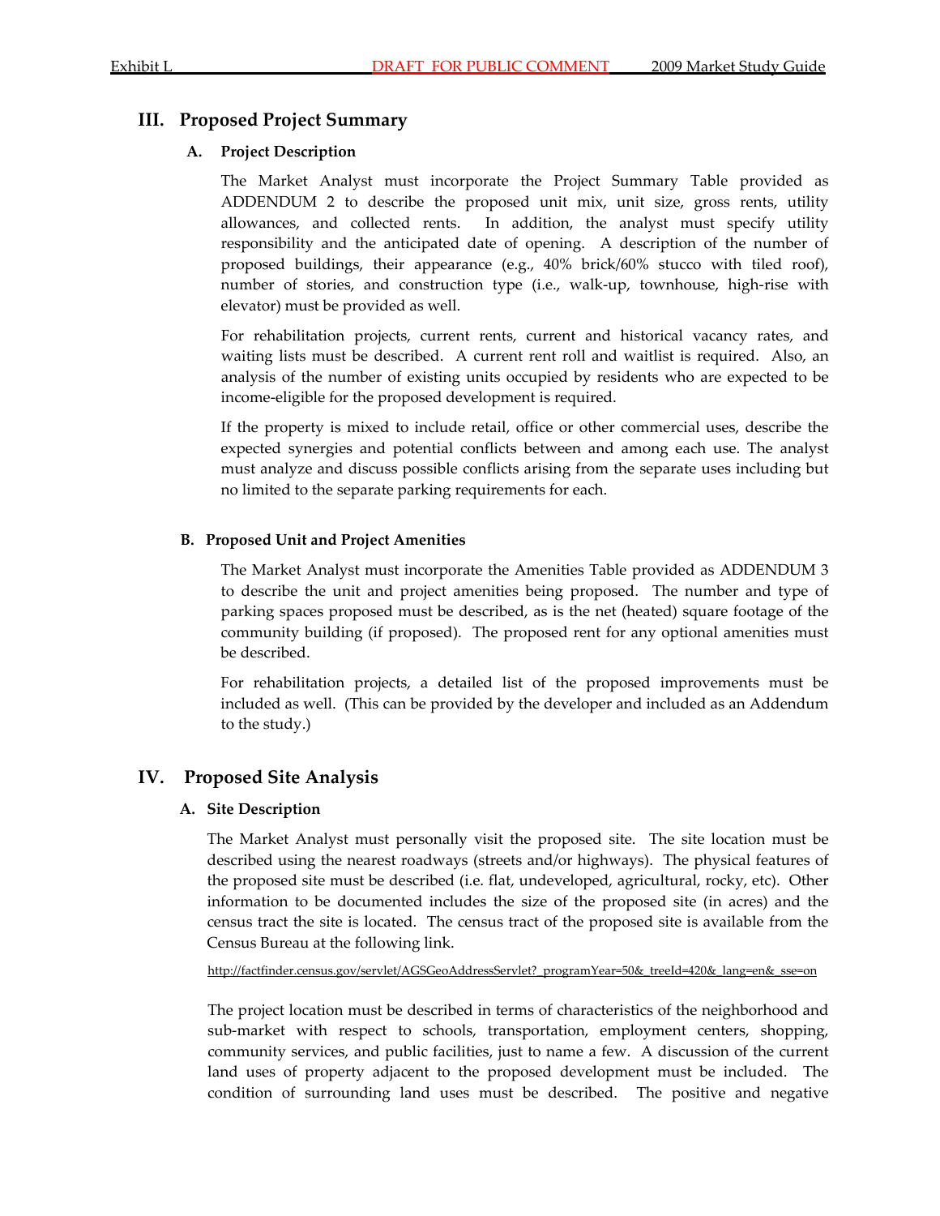## III. Proposed Project Summary

### A. Project Description

The Market Analyst must incorporate the Project Summary Table provided as ADDENDUM 2 to describe the proposed unit mix, unit size, gross rents, utility allowances, and collected rents. In addition, the analyst must specify utility responsibility and the anticipated date of opening. A description of the number of proposed buildings, their appearance (e.g., 40% brick/60% stucco with tiled roof), number of stories, and construction type (i.e., walk-up, townhouse, high-rise with elevator) must be provided as well.

For rehabilitation projects, current rents, current and historical vacancy rates, and waiting lists must be described. A current rent roll and waitlist is required. Also, an analysis of the number of existing units occupied by residents who are expected to be income-eligible for the proposed development is required.

If the property is mixed to include retail, office or other commercial uses, describe the expected synergies and potential conflicts between and among each use. The analyst must analyze and discuss possible conflicts arising from the separate uses including but no limited to the separate parking requirements for each.

### B. Proposed Unit and Project Amenities

The Market Analyst must incorporate the Amenities Table provided as ADDENDUM 3 to describe the unit and project amenities being proposed. The number and type of parking spaces proposed must be described, as is the net (heated) square footage of the community building (if proposed). The proposed rent for any optional amenities must be described.

For rehabilitation projects, a detailed list of the proposed improvements must be included as well. (This can be provided by the developer and included as an Addendum to the study.)

## IV. Proposed Site Analysis

### A. Site Description

The Market Analyst must personally visit the proposed site. The site location must be described using the nearest roadways (streets and/or highways). The physical features of the proposed site must be described (i.e. flat, undeveloped, agricultural, rocky, etc). Other information to be documented includes the size of the proposed site (in acres) and the census tract the site is located. The census tract of the proposed site is available from the Census Bureau at the following link.

http://factfinder.census.gov/servlet/AGSGeoAddressServlet?_programYear=50&_treeId=420&_lang=en&_sse=on

The project location must be described in terms of characteristics of the neighborhood and sub-market with respect to schools, transportation, employment centers, shopping, community services, and public facilities, just to name a few. A discussion of the current land uses of property adjacent to the proposed development must be included. The condition of surrounding land uses must be described. The positive and negative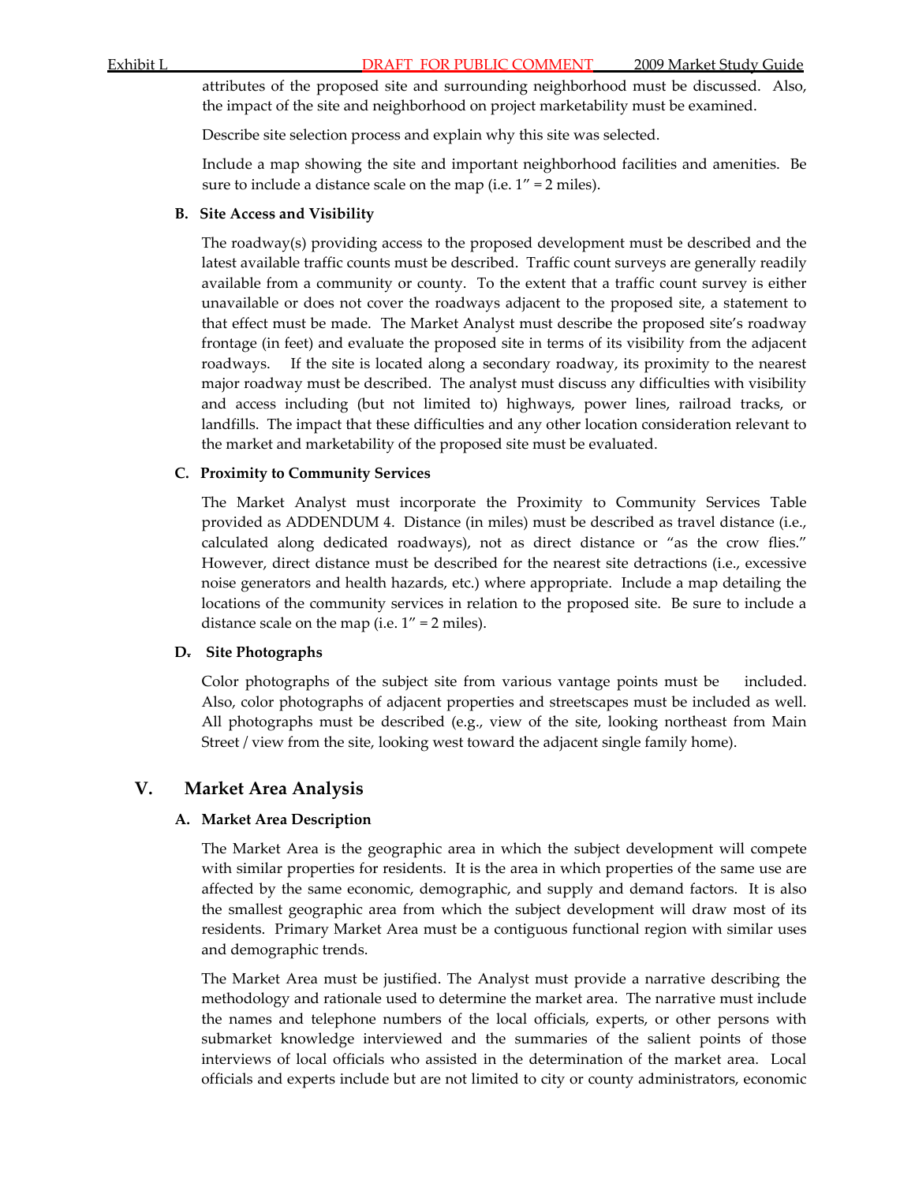attributes of the proposed site and surrounding neighborhood must be discussed. Also, the impact of the site and neighborhood on project marketability must be examined.

Describe site selection process and explain why this site was selected.

Include a map showing the site and important neighborhood facilities and amenities. Be sure to include a distance scale on the map (i.e. 1" = 2 miles).

### B. Site Access and Visibility

The roadway(s) providing access to the proposed development must be described and the latest available traffic counts must be described. Traffic count surveys are generally readily available from a community or county. To the extent that a traffic count survey is either unavailable or does not cover the roadways adjacent to the proposed site, a statement to that effect must be made. The Market Analyst must describe the proposed site's roadway frontage (in feet) and evaluate the proposed site in terms of its visibility from the adjacent roadways. If the site is located along a secondary roadway, its proximity to the nearest major roadway must be described. The analyst must discuss any difficulties with visibility and access including (but not limited to) highways, power lines, railroad tracks, or landfills. The impact that these difficulties and any other location consideration relevant to the market and marketability of the proposed site must be evaluated.

### C. Proximity to Community Services

The Market Analyst must incorporate the Proximity to Community Services Table provided as ADDENDUM 4. Distance (in miles) must be described as travel distance (i.e., calculated along dedicated roadways), not as direct distance or "as the crow flies." However, direct distance must be described for the nearest site detractions (i.e., excessive noise generators and health hazards, etc.) where appropriate. Include a map detailing the locations of the community services in relation to the proposed site. Be sure to include a distance scale on the map (i.e. 1" = 2 miles).

### D. Site Photographs

Color photographs of the subject site from various vantage points must be included. Also, color photographs of adjacent properties and streetscapes must be included as well. All photographs must be described (e.g., view of the site, looking northeast from Main Street / view from the site, looking west toward the adjacent single family home).

## V. Market Area Analysis

### A. Market Area Description

The Market Area is the geographic area in which the subject development will compete with similar properties for residents. It is the area in which properties of the same use are affected by the same economic, demographic, and supply and demand factors. It is also the smallest geographic area from which the subject development will draw most of its residents. Primary Market Area must be a contiguous functional region with similar uses and demographic trends.

The Market Area must be justified. The Analyst must provide a narrative describing the methodology and rationale used to determine the market area. The narrative must include the names and telephone numbers of the local officials, experts, or other persons with submarket knowledge interviewed and the summaries of the salient points of those interviews of local officials who assisted in the determination of the market area. Local officials and experts include but are not limited to city or county administrators, economic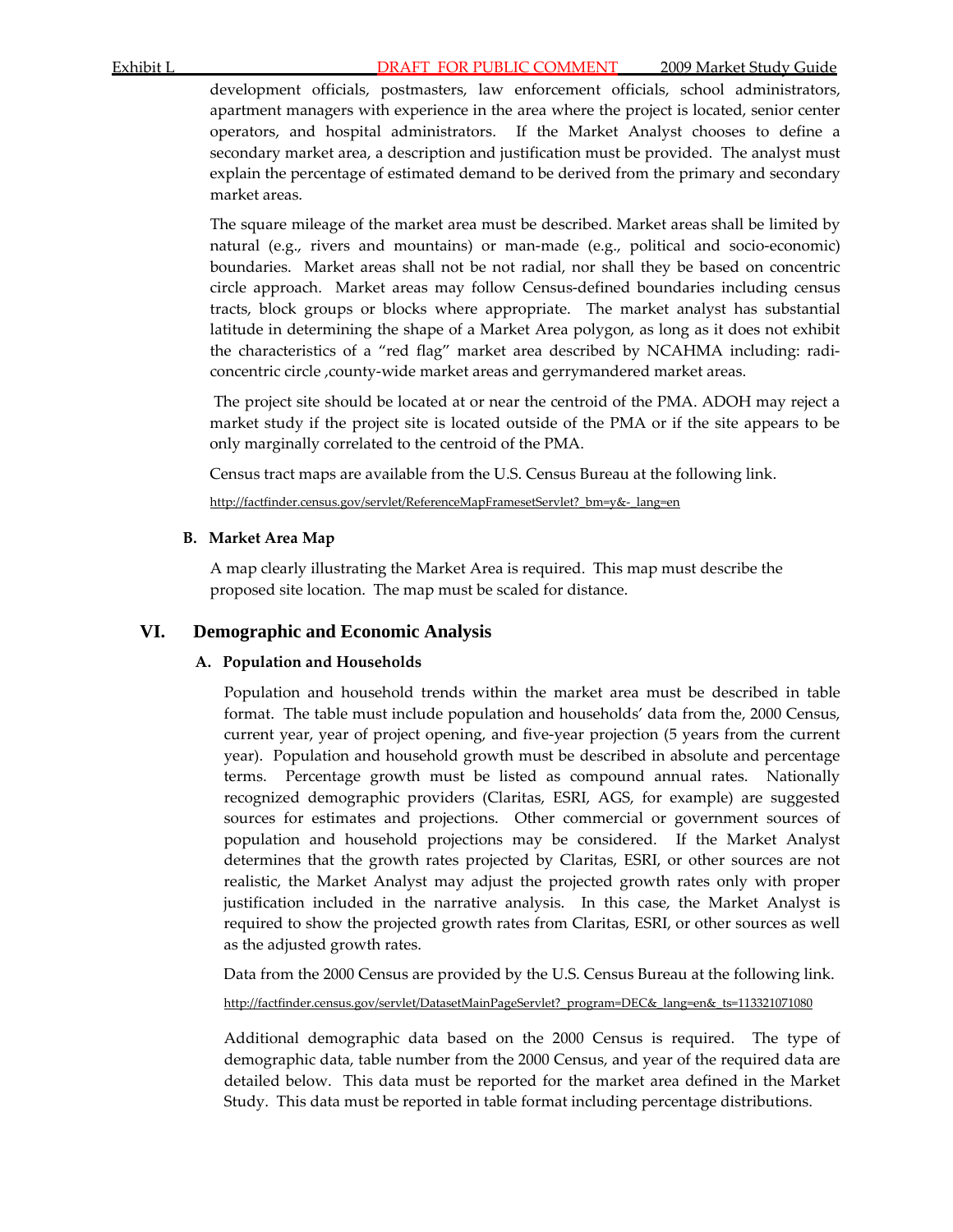development officials, postmasters, law enforcement officials, school administrators, apartment managers with experience in the area where the project is located, senior center operators, and hospital administrators. If the Market Analyst chooses to define a secondary market area, a description and justification must be provided. The analyst must explain the percentage of estimated demand to be derived from the primary and secondary market areas.

The square mileage of the market area must be described. Market areas shall be limited by natural (e.g., rivers and mountains) or man-made (e.g., political and socio-economic) boundaries. Market areas shall not be not radial, nor shall they be based on concentric circle approach. Market areas may follow Census-defined boundaries including census tracts, block groups or blocks where appropriate. The market analyst has substantial latitude in determining the shape of a Market Area polygon, as long as it does not exhibit the characteristics of a "red flag" market area described by NCAHMA including: radi-concentric circle ,county-wide market areas and gerrymandered market areas.

The project site should be located at or near the centroid of the PMA. ADOH may reject a market study if the project site is located outside of the PMA or if the site appears to be only marginally correlated to the centroid of the PMA.

Census tract maps are available from the U.S. Census Bureau at the following link.

http://factfinder.census.gov/servlet/ReferenceMapFramesetServlet?_bm=y&-_lang=en

### B. Market Area Map

A map clearly illustrating the Market Area is required. This map must describe the proposed site location. The map must be scaled for distance.

## VI. Demographic and Economic Analysis

### A. Population and Households

Population and household trends within the market area must be described in table format. The table must include population and households' data from the, 2000 Census, current year, year of project opening, and five-year projection (5 years from the current year). Population and household growth must be described in absolute and percentage terms. Percentage growth must be listed as compound annual rates. Nationally recognized demographic providers (Claritas, ESRI, AGS, for example) are suggested sources for estimates and projections. Other commercial or government sources of population and household projections may be considered. If the Market Analyst determines that the growth rates projected by Claritas, ESRI, or other sources are not realistic, the Market Analyst may adjust the projected growth rates only with proper justification included in the narrative analysis. In this case, the Market Analyst is required to show the projected growth rates from Claritas, ESRI, or other sources as well as the adjusted growth rates.

Data from the 2000 Census are provided by the U.S. Census Bureau at the following link.

http://factfinder.census.gov/servlet/DatasetMainPageServlet?_program=DEC&_lang=en&_ts=113321071080

Additional demographic data based on the 2000 Census is required. The type of demographic data, table number from the 2000 Census, and year of the required data are detailed below. This data must be reported for the market area defined in the Market Study. This data must be reported in table format including percentage distributions.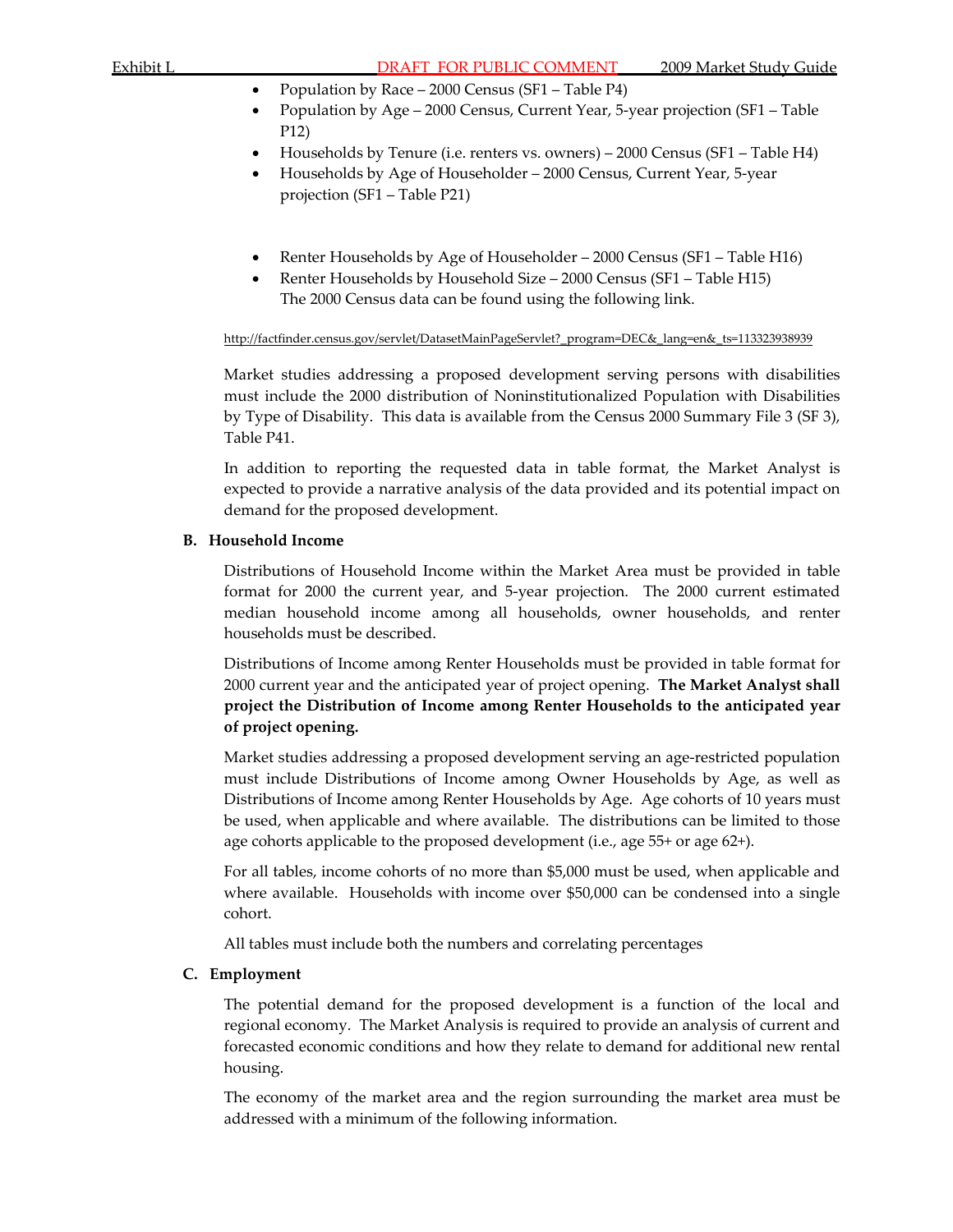- Population by Race – 2000 Census (SF1 – Table P4)
- Population by Age – 2000 Census, Current Year, 5-year projection (SF1 – Table P12)
- Households by Tenure (i.e. renters vs. owners) – 2000 Census (SF1 – Table H4)
- Households by Age of Householder – 2000 Census, Current Year, 5-year projection (SF1 – Table P21)

- Renter Households by Age of Householder – 2000 Census (SF1 – Table H16)
- Renter Households by Household Size – 2000 Census (SF1 – Table H15)
  The 2000 Census data can be found using the following link.

http://factfinder.census.gov/servlet/DatasetMainPageServlet?_program=DEC&_lang=en&_ts=113323938939

Market studies addressing a proposed development serving persons with disabilities must include the 2000 distribution of Noninstitutionalized Population with Disabilities by Type of Disability. This data is available from the Census 2000 Summary File 3 (SF 3), Table P41.

In addition to reporting the requested data in table format, the Market Analyst is expected to provide a narrative analysis of the data provided and its potential impact on demand for the proposed development.

### B. Household Income

Distributions of Household Income within the Market Area must be provided in table format for 2000 the current year, and 5-year projection. The 2000 current estimated median household income among all households, owner households, and renter households must be described.

Distributions of Income among Renter Households must be provided in table format for 2000 current year and the anticipated year of project opening. **The Market Analyst shall project the Distribution of Income among Renter Households to the anticipated year of project opening.**

Market studies addressing a proposed development serving an age-restricted population must include Distributions of Income among Owner Households by Age, as well as Distributions of Income among Renter Households by Age. Age cohorts of 10 years must be used, when applicable and where available. The distributions can be limited to those age cohorts applicable to the proposed development (i.e., age 55+ or age 62+).

For all tables, income cohorts of no more than $5,000 must be used, when applicable and where available. Households with income over $50,000 can be condensed into a single cohort.

All tables must include both the numbers and correlating percentages

### C. Employment

The potential demand for the proposed development is a function of the local and regional economy. The Market Analysis is required to provide an analysis of current and forecasted economic conditions and how they relate to demand for additional new rental housing.

The economy of the market area and the region surrounding the market area must be addressed with a minimum of the following information.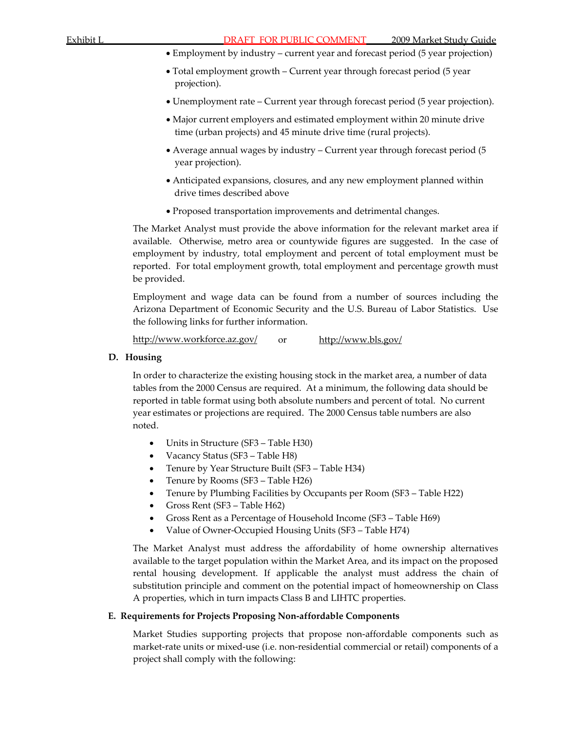- Employment by industry – current year and forecast period (5 year projection)
- Total employment growth – Current year through forecast period (5 year projection).
- Unemployment rate – Current year through forecast period (5 year projection).
- Major current employers and estimated employment within 20 minute drive time (urban projects) and 45 minute drive time (rural projects).
- Average annual wages by industry – Current year through forecast period (5 year projection).
- Anticipated expansions, closures, and any new employment planned within drive times described above
- Proposed transportation improvements and detrimental changes.

The Market Analyst must provide the above information for the relevant market area if available. Otherwise, metro area or countywide figures are suggested. In the case of employment by industry, total employment and percent of total employment must be reported. For total employment growth, total employment and percentage growth must be provided.

Employment and wage data can be found from a number of sources including the Arizona Department of Economic Security and the U.S. Bureau of Labor Statistics. Use the following links for further information.

http://www.workforce.az.gov/ or http://www.bls.gov/

**D. Housing**

In order to characterize the existing housing stock in the market area, a number of data tables from the 2000 Census are required. At a minimum, the following data should be reported in table format using both absolute numbers and percent of total. No current year estimates or projections are required. The 2000 Census table numbers are also noted.

- Units in Structure (SF3 – Table H30)
- Vacancy Status (SF3 – Table H8)
- Tenure by Year Structure Built (SF3 – Table H34)
- Tenure by Rooms (SF3 – Table H26)
- Tenure by Plumbing Facilities by Occupants per Room (SF3 – Table H22)
- Gross Rent (SF3 – Table H62)
- Gross Rent as a Percentage of Household Income (SF3 – Table H69)
- Value of Owner-Occupied Housing Units (SF3 – Table H74)

The Market Analyst must address the affordability of home ownership alternatives available to the target population within the Market Area, and its impact on the proposed rental housing development. If applicable the analyst must address the chain of substitution principle and comment on the potential impact of homeownership on Class A properties, which in turn impacts Class B and LIHTC properties.

**E. Requirements for Projects Proposing Non-affordable Components**

Market Studies supporting projects that propose non-affordable components such as market-rate units or mixed-use (i.e. non-residential commercial or retail) components of a project shall comply with the following: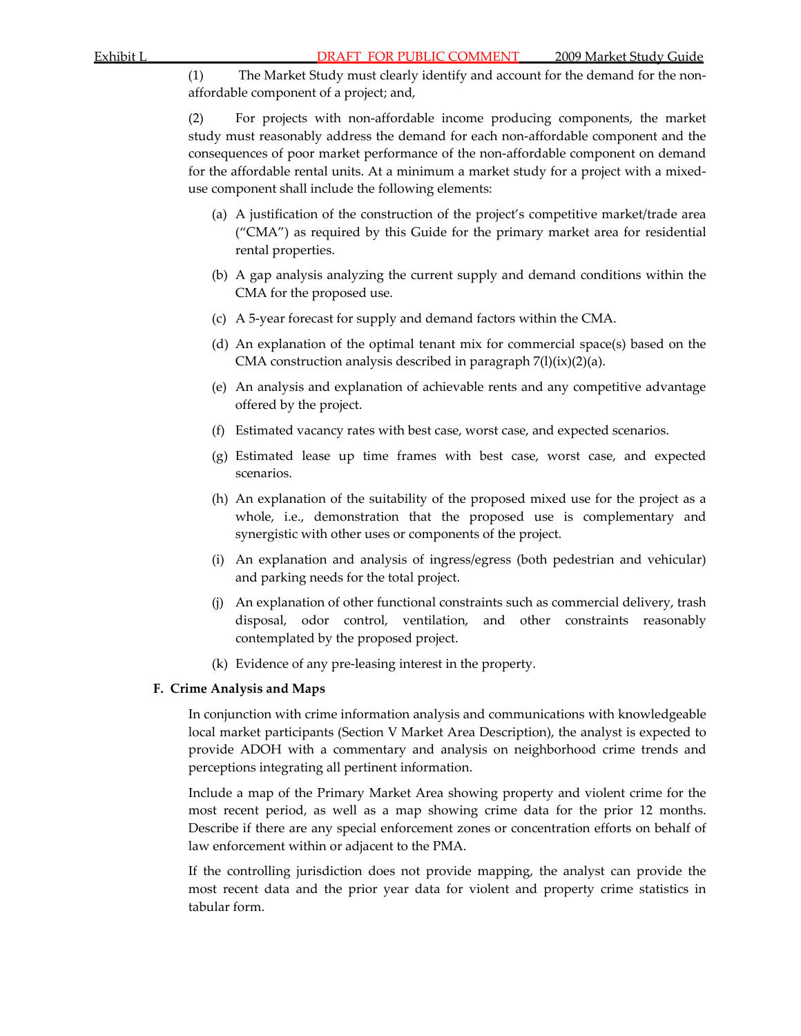(1) The Market Study must clearly identify and account for the demand for the non-affordable component of a project; and,

(2) For projects with non-affordable income producing components, the market study must reasonably address the demand for each non-affordable component and the consequences of poor market performance of the non-affordable component on demand for the affordable rental units. At a minimum a market study for a project with a mixed-use component shall include the following elements:

(a) A justification of the construction of the project's competitive market/trade area ("CMA") as required by this Guide for the primary market area for residential rental properties.

(b) A gap analysis analyzing the current supply and demand conditions within the CMA for the proposed use.

(c) A 5-year forecast for supply and demand factors within the CMA.

(d) An explanation of the optimal tenant mix for commercial space(s) based on the CMA construction analysis described in paragraph 7(l)(ix)(2)(a).

(e) An analysis and explanation of achievable rents and any competitive advantage offered by the project.

(f) Estimated vacancy rates with best case, worst case, and expected scenarios.

(g) Estimated lease up time frames with best case, worst case, and expected scenarios.

(h) An explanation of the suitability of the proposed mixed use for the project as a whole, i.e., demonstration that the proposed use is complementary and synergistic with other uses or components of the project.

(i) An explanation and analysis of ingress/egress (both pedestrian and vehicular) and parking needs for the total project.

(j) An explanation of other functional constraints such as commercial delivery, trash disposal, odor control, ventilation, and other constraints reasonably contemplated by the proposed project.

(k) Evidence of any pre-leasing interest in the property.

**F. Crime Analysis and Maps**

In conjunction with crime information analysis and communications with knowledgeable local market participants (Section V Market Area Description), the analyst is expected to provide ADOH with a commentary and analysis on neighborhood crime trends and perceptions integrating all pertinent information.

Include a map of the Primary Market Area showing property and violent crime for the most recent period, as well as a map showing crime data for the prior 12 months. Describe if there are any special enforcement zones or concentration efforts on behalf of law enforcement within or adjacent to the PMA.

If the controlling jurisdiction does not provide mapping, the analyst can provide the most recent data and the prior year data for violent and property crime statistics in tabular form.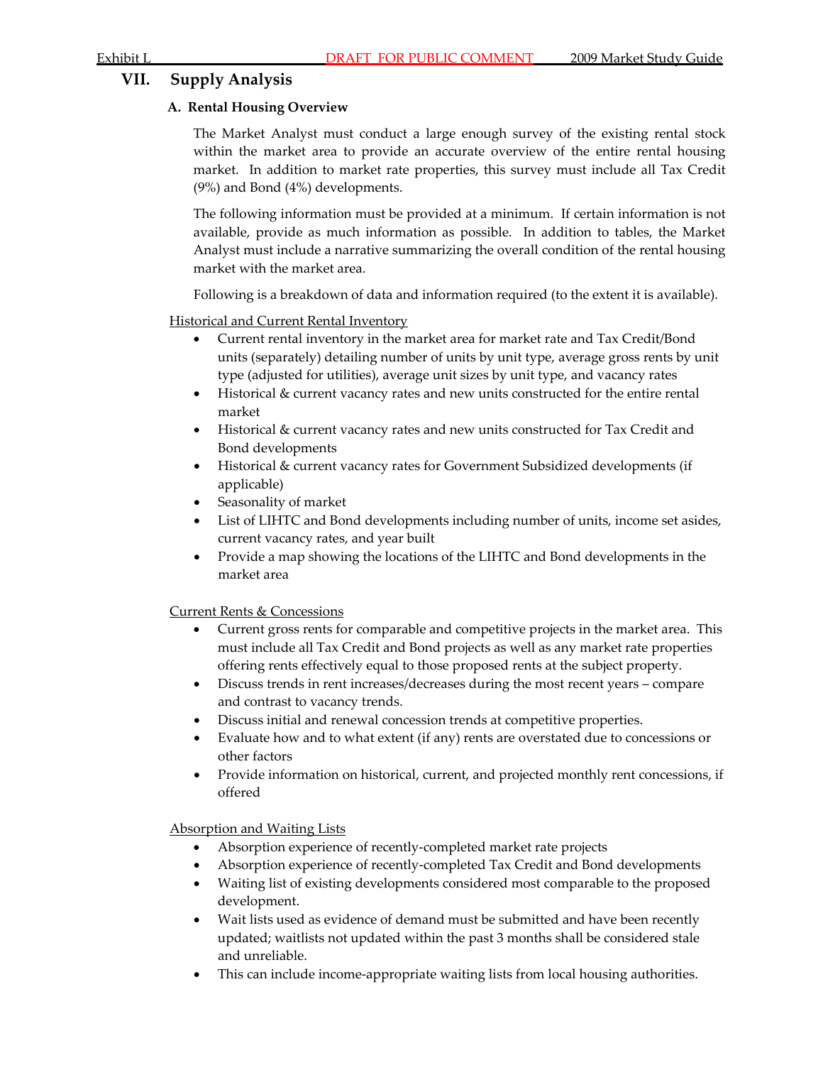## VII. Supply Analysis

### A. Rental Housing Overview

The Market Analyst must conduct a large enough survey of the existing rental stock within the market area to provide an accurate overview of the entire rental housing market. In addition to market rate properties, this survey must include all Tax Credit (9%) and Bond (4%) developments.

The following information must be provided at a minimum. If certain information is not available, provide as much information as possible. In addition to tables, the Market Analyst must include a narrative summarizing the overall condition of the rental housing market with the market area.

Following is a breakdown of data and information required (to the extent it is available).

Historical and Current Rental Inventory

- Current rental inventory in the market area for market rate and Tax Credit/Bond units (separately) detailing number of units by unit type, average gross rents by unit type (adjusted for utilities), average unit sizes by unit type, and vacancy rates
- Historical & current vacancy rates and new units constructed for the entire rental market
- Historical & current vacancy rates and new units constructed for Tax Credit and Bond developments
- Historical & current vacancy rates for Government Subsidized developments (if applicable)
- Seasonality of market
- List of LIHTC and Bond developments including number of units, income set asides, current vacancy rates, and year built
- Provide a map showing the locations of the LIHTC and Bond developments in the market area

Current Rents & Concessions

- Current gross rents for comparable and competitive projects in the market area. This must include all Tax Credit and Bond projects as well as any market rate properties offering rents effectively equal to those proposed rents at the subject property.
- Discuss trends in rent increases/decreases during the most recent years – compare and contrast to vacancy trends.
- Discuss initial and renewal concession trends at competitive properties.
- Evaluate how and to what extent (if any) rents are overstated due to concessions or other factors
- Provide information on historical, current, and projected monthly rent concessions, if offered

Absorption and Waiting Lists

- Absorption experience of recently-completed market rate projects
- Absorption experience of recently-completed Tax Credit and Bond developments
- Waiting list of existing developments considered most comparable to the proposed development.
- Wait lists used as evidence of demand must be submitted and have been recently updated; waitlists not updated within the past 3 months shall be considered stale and unreliable.
- This can include income-appropriate waiting lists from local housing authorities.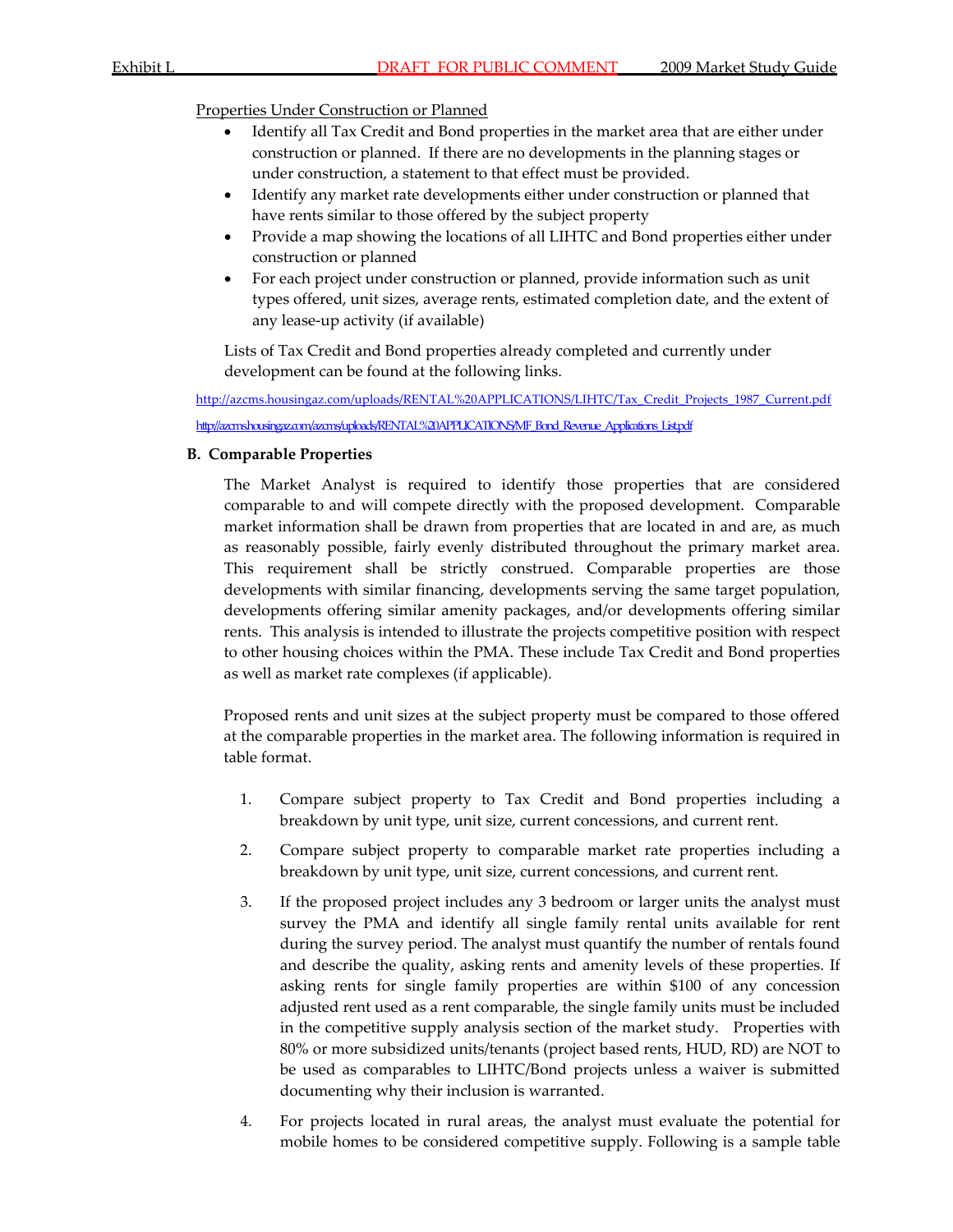Properties Under Construction or Planned

- Identify all Tax Credit and Bond properties in the market area that are either under construction or planned. If there are no developments in the planning stages or under construction, a statement to that effect must be provided.
- Identify any market rate developments either under construction or planned that have rents similar to those offered by the subject property
- Provide a map showing the locations of all LIHTC and Bond properties either under construction or planned
- For each project under construction or planned, provide information such as unit types offered, unit sizes, average rents, estimated completion date, and the extent of any lease-up activity (if available)

Lists of Tax Credit and Bond properties already completed and currently under development can be found at the following links.

http://azcms.housingaz.com/uploads/RENTAL%20APPLICATIONS/LIHTC/Tax_Credit_Projects_1987_Current.pdf

http://azcms.housingaz.com/azcms/uploads/RENTAL%20APPLICATIONS/MF_Bond_Revenue_Applications_List.pdf

**B. Comparable Properties**

The Market Analyst is required to identify those properties that are considered comparable to and will compete directly with the proposed development. Comparable market information shall be drawn from properties that are located in and are, as much as reasonably possible, fairly evenly distributed throughout the primary market area. This requirement shall be strictly construed. Comparable properties are those developments with similar financing, developments serving the same target population, developments offering similar amenity packages, and/or developments offering similar rents. This analysis is intended to illustrate the projects competitive position with respect to other housing choices within the PMA. These include Tax Credit and Bond properties as well as market rate complexes (if applicable).

Proposed rents and unit sizes at the subject property must be compared to those offered at the comparable properties in the market area. The following information is required in table format.

1. Compare subject property to Tax Credit and Bond properties including a breakdown by unit type, unit size, current concessions, and current rent.
2. Compare subject property to comparable market rate properties including a breakdown by unit type, unit size, current concessions, and current rent.
3. If the proposed project includes any 3 bedroom or larger units the analyst must survey the PMA and identify all single family rental units available for rent during the survey period. The analyst must quantify the number of rentals found and describe the quality, asking rents and amenity levels of these properties. If asking rents for single family properties are within $100 of any concession adjusted rent used as a rent comparable, the single family units must be included in the competitive supply analysis section of the market study. Properties with 80% or more subsidized units/tenants (project based rents, HUD, RD) are NOT to be used as comparables to LIHTC/Bond projects unless a waiver is submitted documenting why their inclusion is warranted.
4. For projects located in rural areas, the analyst must evaluate the potential for mobile homes to be considered competitive supply. Following is a sample table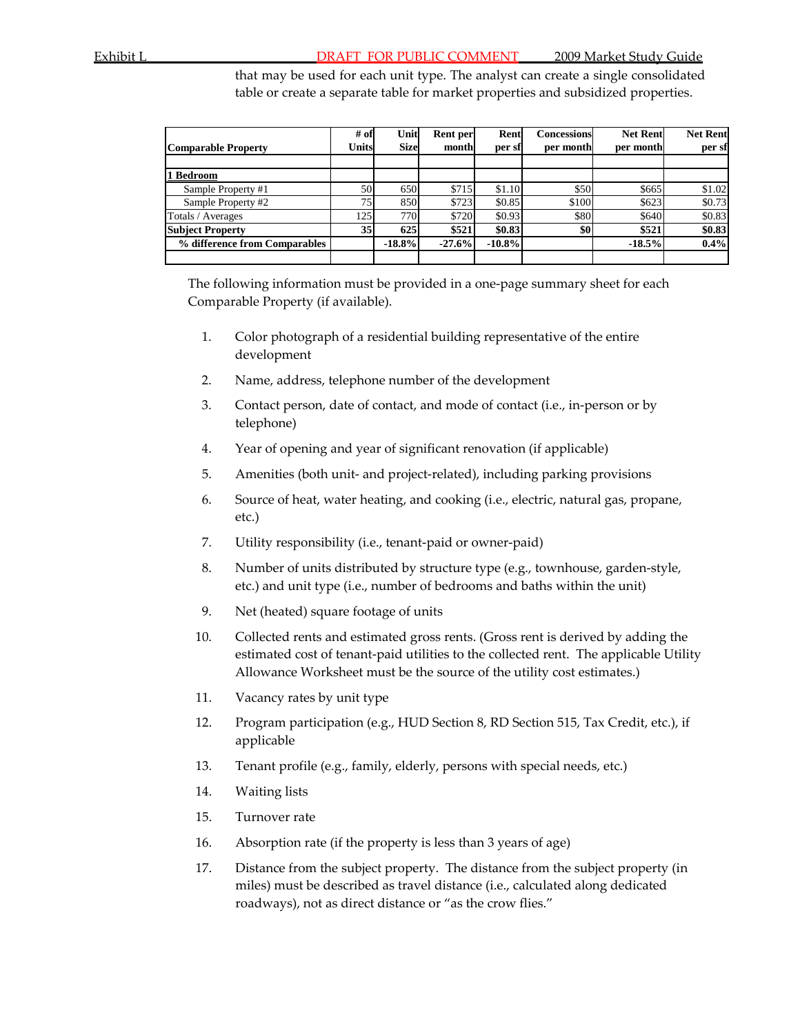that may be used for each unit type. The analyst can create a single consolidated table or create a separate table for market properties and subsidized properties.

| Comparable Property | # of Units | Unit Size | Rent per month | Rent per sf | Concessions per month | Net Rent per month | Net Rent per sf |
|---|---|---|---|---|---|---|---|
| | | | | | | | |
| **1 Bedroom** | | | | | | | |
| Sample Property #1 | 50 | 650 | $715 | $1.10 | $50 | $665 | $1.02 |
| Sample Property #2 | 75 | 850 | $723 | $0.85 | $100 | $623 | $0.73 |
| Totals / Averages | 125 | 770 | $720 | $0.93 | $80 | $640 | $0.83 |
| **Subject Property** | **35** | **625** | **$521** | **$0.83** | **$0** | **$521** | **$0.83** |
| **% difference from Comparables** | | **-18.8%** | **-27.6%** | **-10.8%** | | **-18.5%** | **0.4%** |
| | | | | | | | |

The following information must be provided in a one-page summary sheet for each Comparable Property (if available).

1. Color photograph of a residential building representative of the entire development
2. Name, address, telephone number of the development
3. Contact person, date of contact, and mode of contact (i.e., in-person or by telephone)
4. Year of opening and year of significant renovation (if applicable)
5. Amenities (both unit- and project-related), including parking provisions
6. Source of heat, water heating, and cooking (i.e., electric, natural gas, propane, etc.)
7. Utility responsibility (i.e., tenant-paid or owner-paid)
8. Number of units distributed by structure type (e.g., townhouse, garden-style, etc.) and unit type (i.e., number of bedrooms and baths within the unit)
9. Net (heated) square footage of units
10. Collected rents and estimated gross rents. (Gross rent is derived by adding the estimated cost of tenant-paid utilities to the collected rent. The applicable Utility Allowance Worksheet must be the source of the utility cost estimates.)
11. Vacancy rates by unit type
12. Program participation (e.g., HUD Section 8, RD Section 515, Tax Credit, etc.), if applicable
13. Tenant profile (e.g., family, elderly, persons with special needs, etc.)
14. Waiting lists
15. Turnover rate
16. Absorption rate (if the property is less than 3 years of age)
17. Distance from the subject property. The distance from the subject property (in miles) must be described as travel distance (i.e., calculated along dedicated roadways), not as direct distance or "as the crow flies."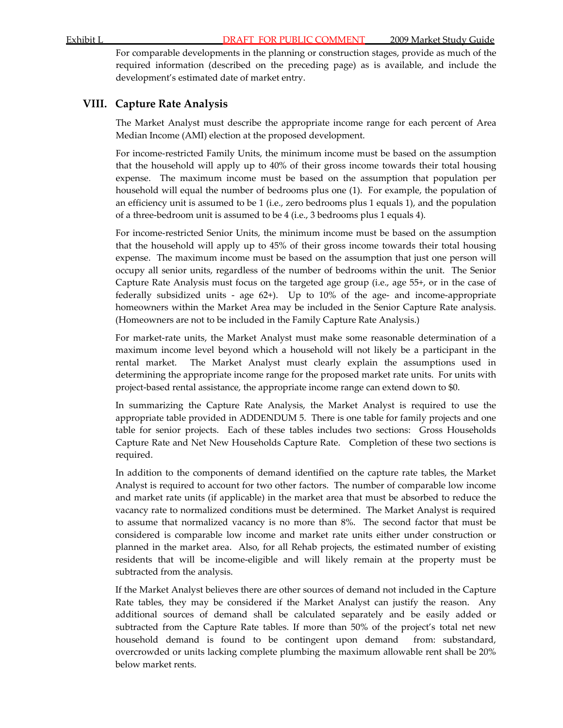For comparable developments in the planning or construction stages, provide as much of the required information (described on the preceding page) as is available, and include the development's estimated date of market entry.

## VIII. Capture Rate Analysis

The Market Analyst must describe the appropriate income range for each percent of Area Median Income (AMI) election at the proposed development.

For income-restricted Family Units, the minimum income must be based on the assumption that the household will apply up to 40% of their gross income towards their total housing expense. The maximum income must be based on the assumption that population per household will equal the number of bedrooms plus one (1). For example, the population of an efficiency unit is assumed to be 1 (i.e., zero bedrooms plus 1 equals 1), and the population of a three-bedroom unit is assumed to be 4 (i.e., 3 bedrooms plus 1 equals 4).

For income-restricted Senior Units, the minimum income must be based on the assumption that the household will apply up to 45% of their gross income towards their total housing expense. The maximum income must be based on the assumption that just one person will occupy all senior units, regardless of the number of bedrooms within the unit. The Senior Capture Rate Analysis must focus on the targeted age group (i.e., age 55+, or in the case of federally subsidized units - age 62+). Up to 10% of the age- and income-appropriate homeowners within the Market Area may be included in the Senior Capture Rate analysis. (Homeowners are not to be included in the Family Capture Rate Analysis.)

For market-rate units, the Market Analyst must make some reasonable determination of a maximum income level beyond which a household will not likely be a participant in the rental market. The Market Analyst must clearly explain the assumptions used in determining the appropriate income range for the proposed market rate units. For units with project-based rental assistance, the appropriate income range can extend down to $0.

In summarizing the Capture Rate Analysis, the Market Analyst is required to use the appropriate table provided in ADDENDUM 5. There is one table for family projects and one table for senior projects. Each of these tables includes two sections: Gross Households Capture Rate and Net New Households Capture Rate. Completion of these two sections is required.

In addition to the components of demand identified on the capture rate tables, the Market Analyst is required to account for two other factors. The number of comparable low income and market rate units (if applicable) in the market area that must be absorbed to reduce the vacancy rate to normalized conditions must be determined. The Market Analyst is required to assume that normalized vacancy is no more than 8%. The second factor that must be considered is comparable low income and market rate units either under construction or planned in the market area. Also, for all Rehab projects, the estimated number of existing residents that will be income-eligible and will likely remain at the property must be subtracted from the analysis.

If the Market Analyst believes there are other sources of demand not included in the Capture Rate tables, they may be considered if the Market Analyst can justify the reason. Any additional sources of demand shall be calculated separately and be easily added or subtracted from the Capture Rate tables. If more than 50% of the project's total net new household demand is found to be contingent upon demand from: substandard, overcrowded or units lacking complete plumbing the maximum allowable rent shall be 20% below market rents.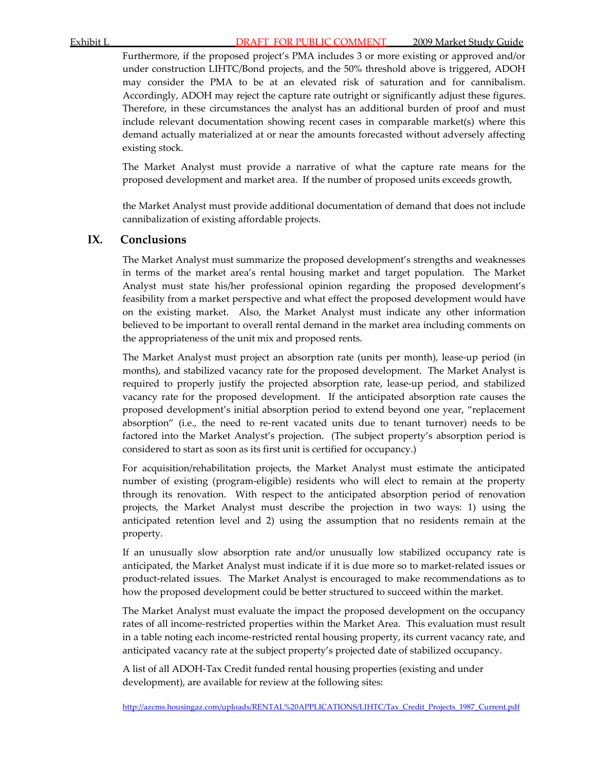Furthermore, if the proposed project's PMA includes 3 or more existing or approved and/or under construction LIHTC/Bond projects, and the 50% threshold above is triggered, ADOH may consider the PMA to be at an elevated risk of saturation and for cannibalism. Accordingly, ADOH may reject the capture rate outright or significantly adjust these figures. Therefore, in these circumstances the analyst has an additional burden of proof and must include relevant documentation showing recent cases in comparable market(s) where this demand actually materialized at or near the amounts forecasted without adversely affecting existing stock.

The Market Analyst must provide a narrative of what the capture rate means for the proposed development and market area. If the number of proposed units exceeds growth,

the Market Analyst must provide additional documentation of demand that does not include cannibalization of existing affordable projects.

## IX. Conclusions

The Market Analyst must summarize the proposed development's strengths and weaknesses in terms of the market area's rental housing market and target population. The Market Analyst must state his/her professional opinion regarding the proposed development's feasibility from a market perspective and what effect the proposed development would have on the existing market. Also, the Market Analyst must indicate any other information believed to be important to overall rental demand in the market area including comments on the appropriateness of the unit mix and proposed rents.

The Market Analyst must project an absorption rate (units per month), lease-up period (in months), and stabilized vacancy rate for the proposed development. The Market Analyst is required to properly justify the projected absorption rate, lease-up period, and stabilized vacancy rate for the proposed development. If the anticipated absorption rate causes the proposed development's initial absorption period to extend beyond one year, "replacement absorption" (i.e., the need to re-rent vacated units due to tenant turnover) needs to be factored into the Market Analyst's projection. (The subject property's absorption period is considered to start as soon as its first unit is certified for occupancy.)

For acquisition/rehabilitation projects, the Market Analyst must estimate the anticipated number of existing (program-eligible) residents who will elect to remain at the property through its renovation. With respect to the anticipated absorption period of renovation projects, the Market Analyst must describe the projection in two ways: 1) using the anticipated retention level and 2) using the assumption that no residents remain at the property.

If an unusually slow absorption rate and/or unusually low stabilized occupancy rate is anticipated, the Market Analyst must indicate if it is due more so to market-related issues or product-related issues. The Market Analyst is encouraged to make recommendations as to how the proposed development could be better structured to succeed within the market.

The Market Analyst must evaluate the impact the proposed development on the occupancy rates of all income-restricted properties within the Market Area. This evaluation must result in a table noting each income-restricted rental housing property, its current vacancy rate, and anticipated vacancy rate at the subject property's projected date of stabilized occupancy.

A list of all ADOH-Tax Credit funded rental housing properties (existing and under development), are available for review at the following sites:

http://azcms.housingaz.com/uploads/RENTAL%20APPLICATIONS/LIHTC/Tax_Credit_Projects_1987_Current.pdf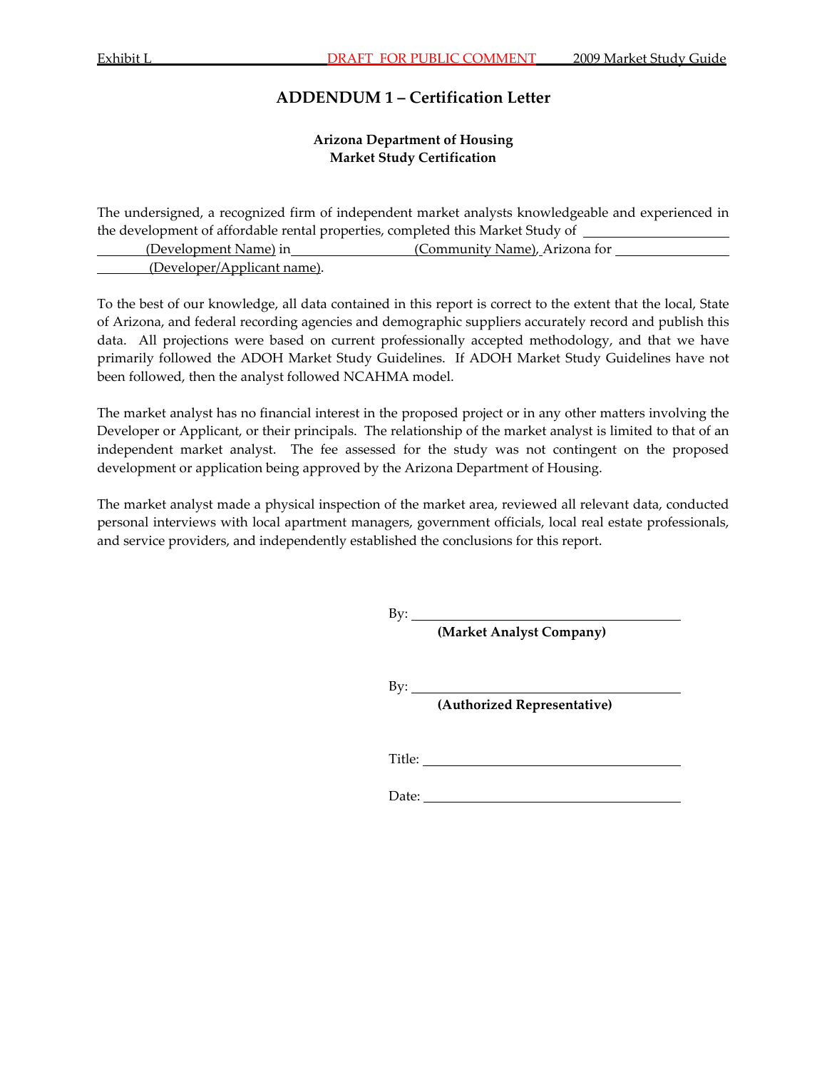# ADDENDUM 1 – Certification Letter

**Arizona Department of Housing**
**Market Study Certification**

The undersigned, a recognized firm of independent market analysts knowledgeable and experienced in the development of affordable rental properties, completed this Market Study of ____________ (Development Name) in ____________ (Community Name), Arizona for ____________ (Developer/Applicant name).

To the best of our knowledge, all data contained in this report is correct to the extent that the local, State of Arizona, and federal recording agencies and demographic suppliers accurately record and publish this data. All projections were based on current professionally accepted methodology, and that we have primarily followed the ADOH Market Study Guidelines. If ADOH Market Study Guidelines have not been followed, then the analyst followed NCAHMA model.

The market analyst has no financial interest in the proposed project or in any other matters involving the Developer or Applicant, or their principals. The relationship of the market analyst is limited to that of an independent market analyst. The fee assessed for the study was not contingent on the proposed development or application being approved by the Arizona Department of Housing.

The market analyst made a physical inspection of the market area, reviewed all relevant data, conducted personal interviews with local apartment managers, government officials, local real estate professionals, and service providers, and independently established the conclusions for this report.

By: ______________________________
**(Market Analyst Company)**

By: ______________________________
**(Authorized Representative)**

Title: ______________________________

Date: ______________________________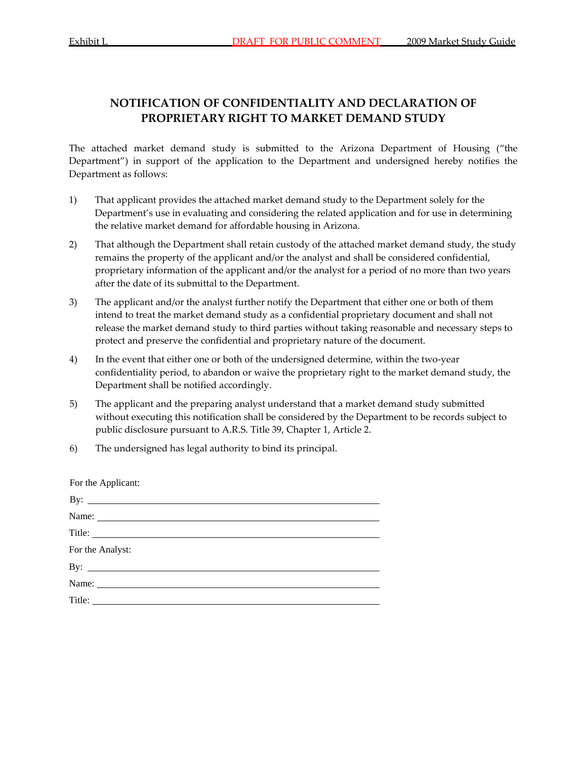# NOTIFICATION OF CONFIDENTIALITY AND DECLARATION OF PROPRIETARY RIGHT TO MARKET DEMAND STUDY

The attached market demand study is submitted to the Arizona Department of Housing ("the Department") in support of the application to the Department and undersigned hereby notifies the Department as follows:

1) That applicant provides the attached market demand study to the Department solely for the Department's use in evaluating and considering the related application and for use in determining the relative market demand for affordable housing in Arizona.

2) That although the Department shall retain custody of the attached market demand study, the study remains the property of the applicant and/or the analyst and shall be considered confidential, proprietary information of the applicant and/or the analyst for a period of no more than two years after the date of its submittal to the Department.

3) The applicant and/or the analyst further notify the Department that either one or both of them intend to treat the market demand study as a confidential proprietary document and shall not release the market demand study to third parties without taking reasonable and necessary steps to protect and preserve the confidential and proprietary nature of the document.

4) In the event that either one or both of the undersigned determine, within the two-year confidentiality period, to abandon or waive the proprietary right to the market demand study, the Department shall be notified accordingly.

5) The applicant and the preparing analyst understand that a market demand study submitted without executing this notification shall be considered by the Department to be records subject to public disclosure pursuant to A.R.S. Title 39, Chapter 1, Article 2.

6) The undersigned has legal authority to bind its principal.

For the Applicant:

By: ______________________________

Name: ______________________________

Title: ______________________________

For the Analyst:

By: ______________________________

Name: ______________________________

Title: ______________________________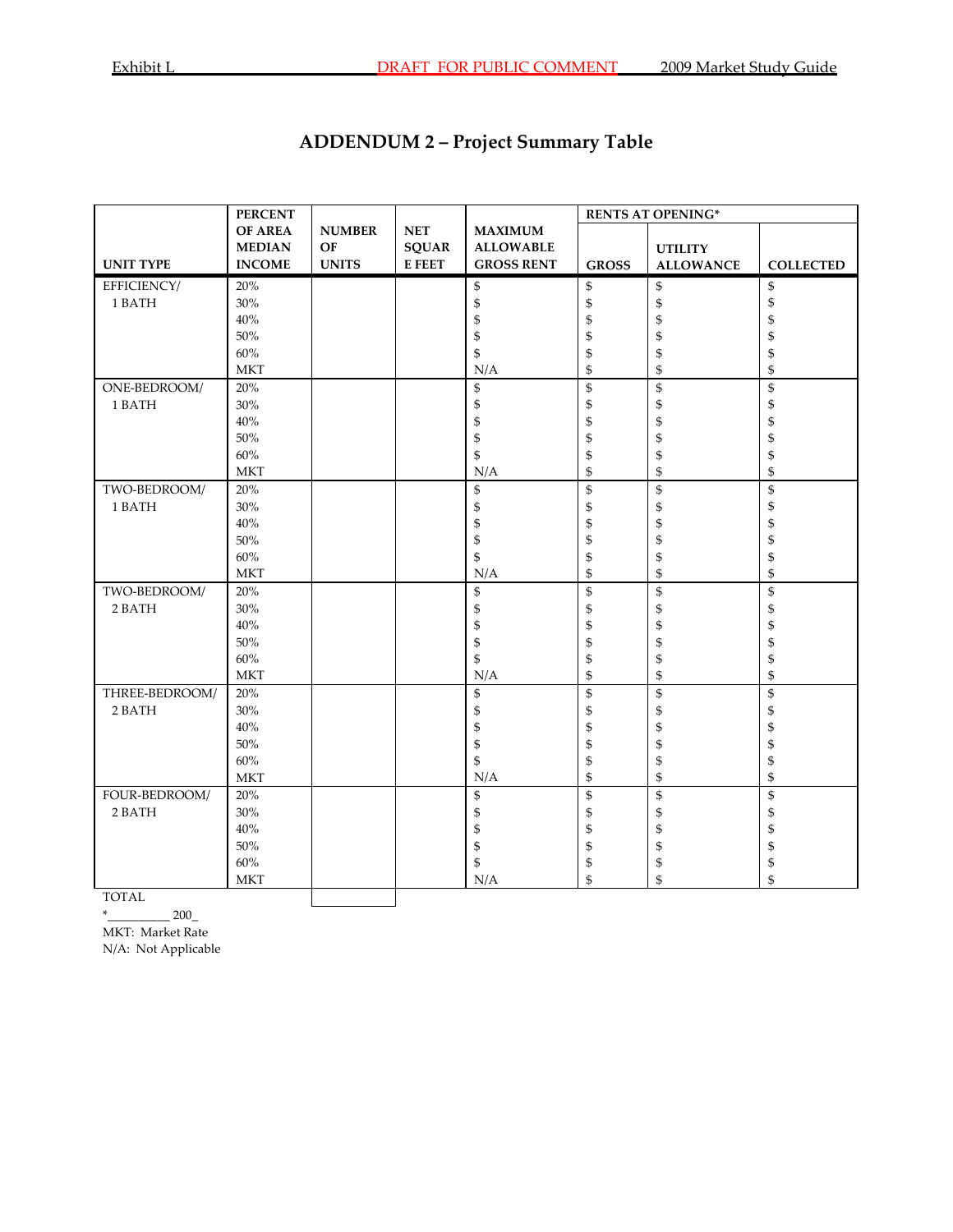# ADDENDUM 2 – Project Summary Table

| UNIT TYPE | PERCENT OF AREA MEDIAN INCOME | NUMBER OF UNITS | NET SQUARE FEET | MAXIMUM ALLOWABLE GROSS RENT | RENTS AT OPENING* GROSS | UTILITY ALLOWANCE | COLLECTED |
|---|---|---|---|---|---|---|---|
| EFFICIENCY/ 1 BATH | 20% | | | $ | $ | $ | $ |
| | 30% | | | $ | $ | $ | $ |
| | 40% | | | $ | $ | $ | $ |
| | 50% | | | $ | $ | $ | $ |
| | 60% | | | $ | $ | $ | $ |
| | MKT | | | N/A | $ | $ | $ |
| ONE-BEDROOM/ 1 BATH | 20% | | | $ | $ | $ | $ |
| | 30% | | | $ | $ | $ | $ |
| | 40% | | | $ | $ | $ | $ |
| | 50% | | | $ | $ | $ | $ |
| | 60% | | | $ | $ | $ | $ |
| | MKT | | | N/A | $ | $ | $ |
| TWO-BEDROOM/ 1 BATH | 20% | | | $ | $ | $ | $ |
| | 30% | | | $ | $ | $ | $ |
| | 40% | | | $ | $ | $ | $ |
| | 50% | | | $ | $ | $ | $ |
| | 60% | | | $ | $ | $ | $ |
| | MKT | | | N/A | $ | $ | $ |
| TWO-BEDROOM/ 2 BATH | 20% | | | $ | $ | $ | $ |
| | 30% | | | $ | $ | $ | $ |
| | 40% | | | $ | $ | $ | $ |
| | 50% | | | $ | $ | $ | $ |
| | 60% | | | $ | $ | $ | $ |
| | MKT | | | N/A | $ | $ | $ |
| THREE-BEDROOM/ 2 BATH | 20% | | | $ | $ | $ | $ |
| | 30% | | | $ | $ | $ | $ |
| | 40% | | | $ | $ | $ | $ |
| | 50% | | | $ | $ | $ | $ |
| | 60% | | | $ | $ | $ | $ |
| | MKT | | | N/A | $ | $ | $ |
| FOUR-BEDROOM/ 2 BATH | 20% | | | $ | $ | $ | $ |
| | 30% | | | $ | $ | $ | $ |
| | 40% | | | $ | $ | $ | $ |
| | 50% | | | $ | $ | $ | $ |
| | 60% | | | $ | $ | $ | $ |
| | MKT | | | N/A | $ | $ | $ |
| TOTAL | | | | | | | |

*__________ 200_

MKT: Market Rate

N/A: Not Applicable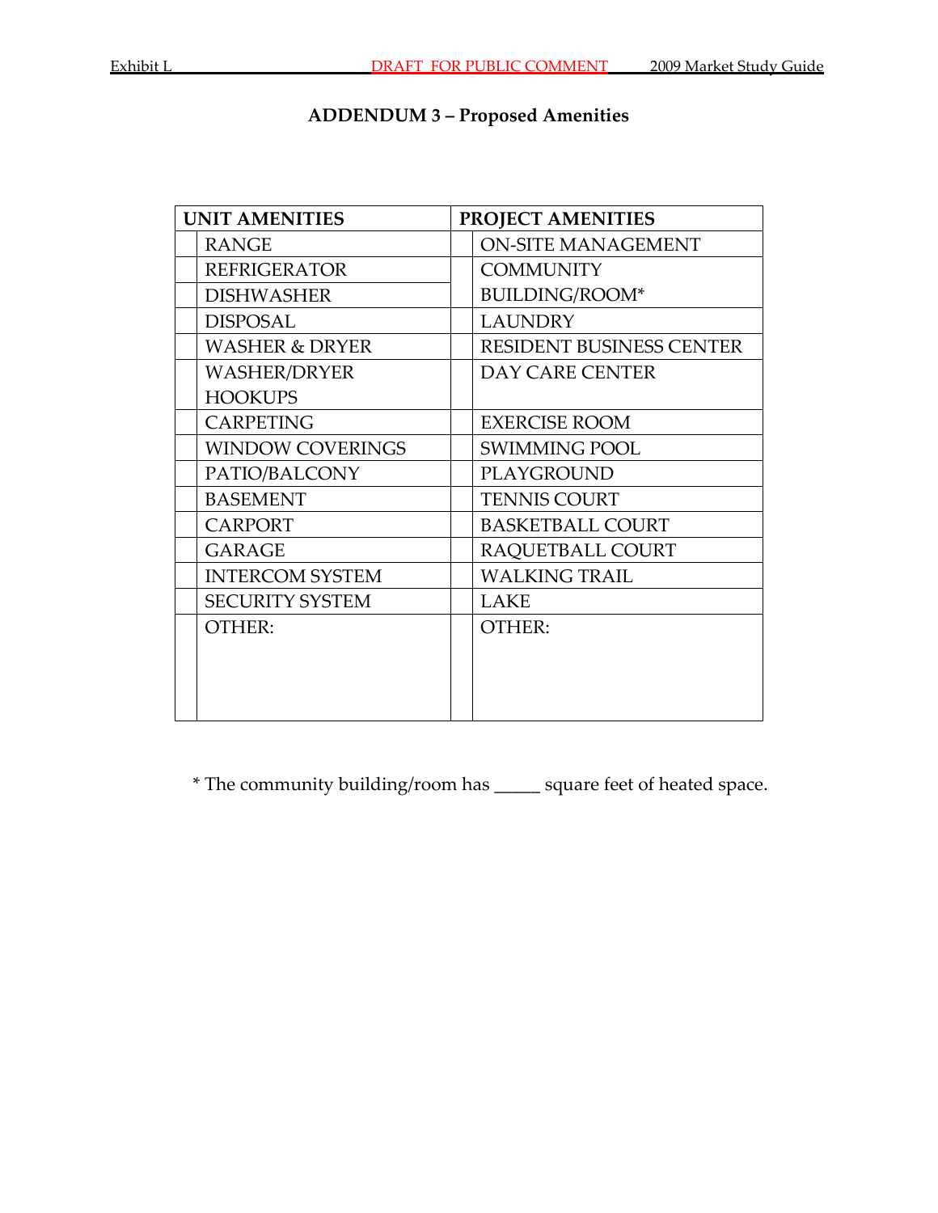## ADDENDUM 3 – Proposed Amenities

| | UNIT AMENITIES | | PROJECT AMENITIES |
|---|---|---|---|
| | RANGE | | ON-SITE MANAGEMENT |
| | REFRIGERATOR | | COMMUNITY BUILDING/ROOM* |
| | DISHWASHER | | |
| | DISPOSAL | | LAUNDRY |
| | WASHER & DRYER | | RESIDENT BUSINESS CENTER |
| | WASHER/DRYER HOOKUPS | | DAY CARE CENTER |
| | CARPETING | | EXERCISE ROOM |
| | WINDOW COVERINGS | | SWIMMING POOL |
| | PATIO/BALCONY | | PLAYGROUND |
| | BASEMENT | | TENNIS COURT |
| | CARPORT | | BASKETBALL COURT |
| | GARAGE | | RAQUETBALL COURT |
| | INTERCOM SYSTEM | | WALKING TRAIL |
| | SECURITY SYSTEM | | LAKE |
| | OTHER: | | OTHER: |

* The community building/room has _____ square feet of heated space.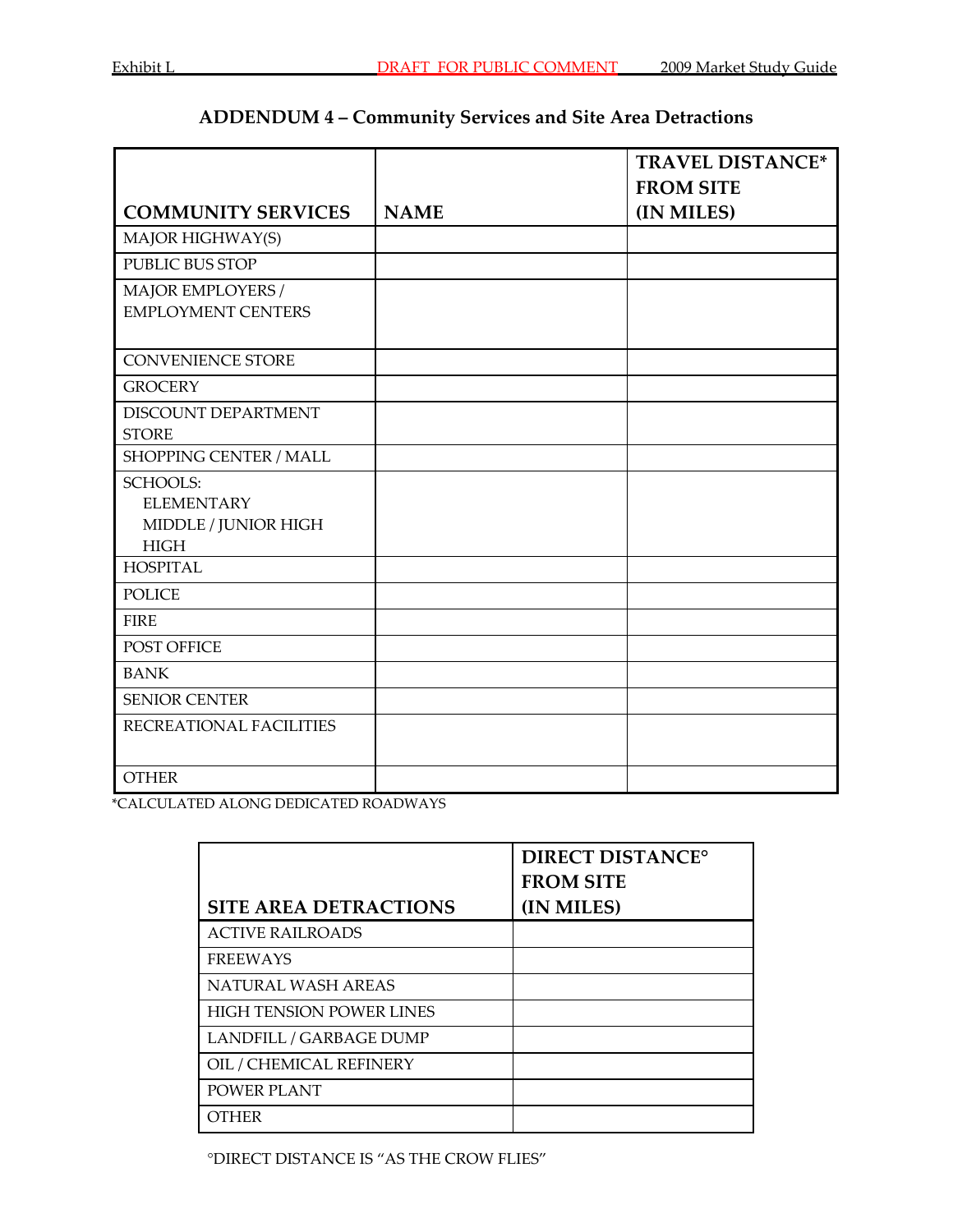## ADDENDUM 4 – Community Services and Site Area Detractions

| COMMUNITY SERVICES | NAME | TRAVEL DISTANCE* FROM SITE (IN MILES) |
|---|---|---|
| MAJOR HIGHWAY(S) | | |
| PUBLIC BUS STOP | | |
| MAJOR EMPLOYERS / EMPLOYMENT CENTERS | | |
| CONVENIENCE STORE | | |
| GROCERY | | |
| DISCOUNT DEPARTMENT STORE | | |
| SHOPPING CENTER / MALL | | |
| SCHOOLS: ELEMENTARY, MIDDLE / JUNIOR HIGH, HIGH | | |
| HOSPITAL | | |
| POLICE | | |
| FIRE | | |
| POST OFFICE | | |
| BANK | | |
| SENIOR CENTER | | |
| RECREATIONAL FACILITIES | | |
| OTHER | | |

*CALCULATED ALONG DEDICATED ROADWAYS

| SITE AREA DETRACTIONS | DIRECT DISTANCE° FROM SITE (IN MILES) |
|---|---|
| ACTIVE RAILROADS | |
| FREEWAYS | |
| NATURAL WASH AREAS | |
| HIGH TENSION POWER LINES | |
| LANDFILL / GARBAGE DUMP | |
| OIL / CHEMICAL REFINERY | |
| POWER PLANT | |
| OTHER | |

°DIRECT DISTANCE IS "AS THE CROW FLIES"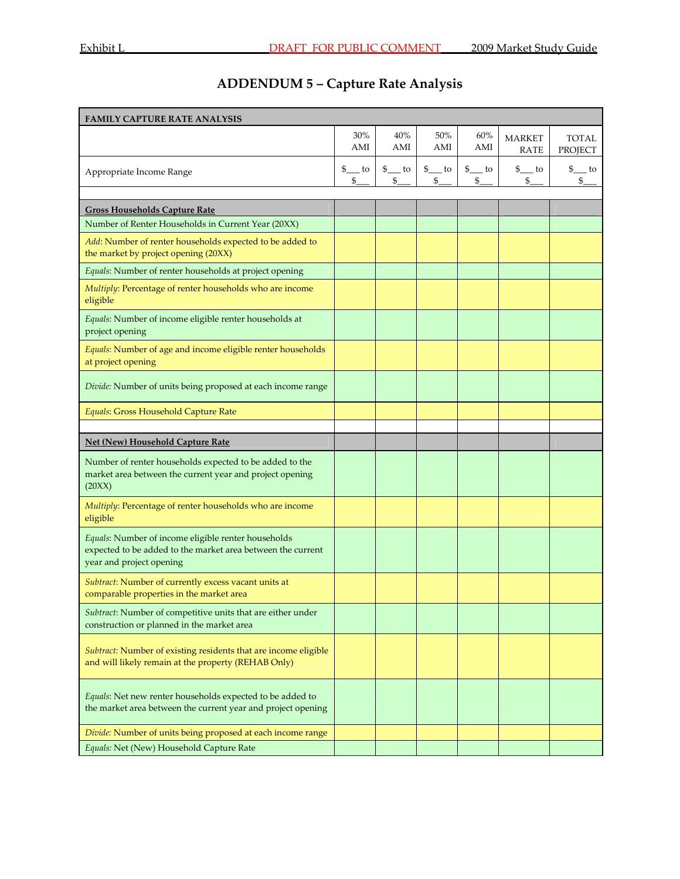# ADDENDUM 5 – Capture Rate Analysis

| FAMILY CAPTURE RATE ANALYSIS | 30% AMI | 40% AMI | 50% AMI | 60% AMI | MARKET RATE | TOTAL PROJECT |
|---|---|---|---|---|---|---|
| Appropriate Income Range | $___ to $___ | $___ to $___ | $___ to $___ | $___ to $___ | $___ to $___ | $___ to $___ |
| | | | | | | |
| **Gross Households Capture Rate** | | | | | | |
| Number of Renter Households in Current Year (20XX) | | | | | | |
| *Add*: Number of renter households expected to be added to the market by project opening (20XX) | | | | | | |
| *Equals*: Number of renter households at project opening | | | | | | |
| *Multiply*: Percentage of renter households who are income eligible | | | | | | |
| *Equals*: Number of income eligible renter households at project opening | | | | | | |
| *Equals*: Number of age and income eligible renter households at project opening | | | | | | |
| *Divide:* Number of units being proposed at each income range | | | | | | |
| *Equals*: Gross Household Capture Rate | | | | | | |
| | | | | | | |
| **Net (New) Household Capture Rate** | | | | | | |
| Number of renter households expected to be added to the market area between the current year and project opening (20XX) | | | | | | |
| *Multiply*: Percentage of renter households who are income eligible | | | | | | |
| *Equals*: Number of income eligible renter households expected to be added to the market area between the current year and project opening | | | | | | |
| *Subtract*: Number of currently excess vacant units at comparable properties in the market area | | | | | | |
| *Subtract*: Number of competitive units that are either under construction or planned in the market area | | | | | | |
| *Subtract:* Number of existing residents that are income eligible and will likely remain at the property (REHAB Only) | | | | | | |
| *Equals*: Net new renter households expected to be added to the market area between the current year and project opening | | | | | | |
| *Divide:* Number of units being proposed at each income range | | | | | | |
| *Equals:* Net (New) Household Capture Rate | | | | | | |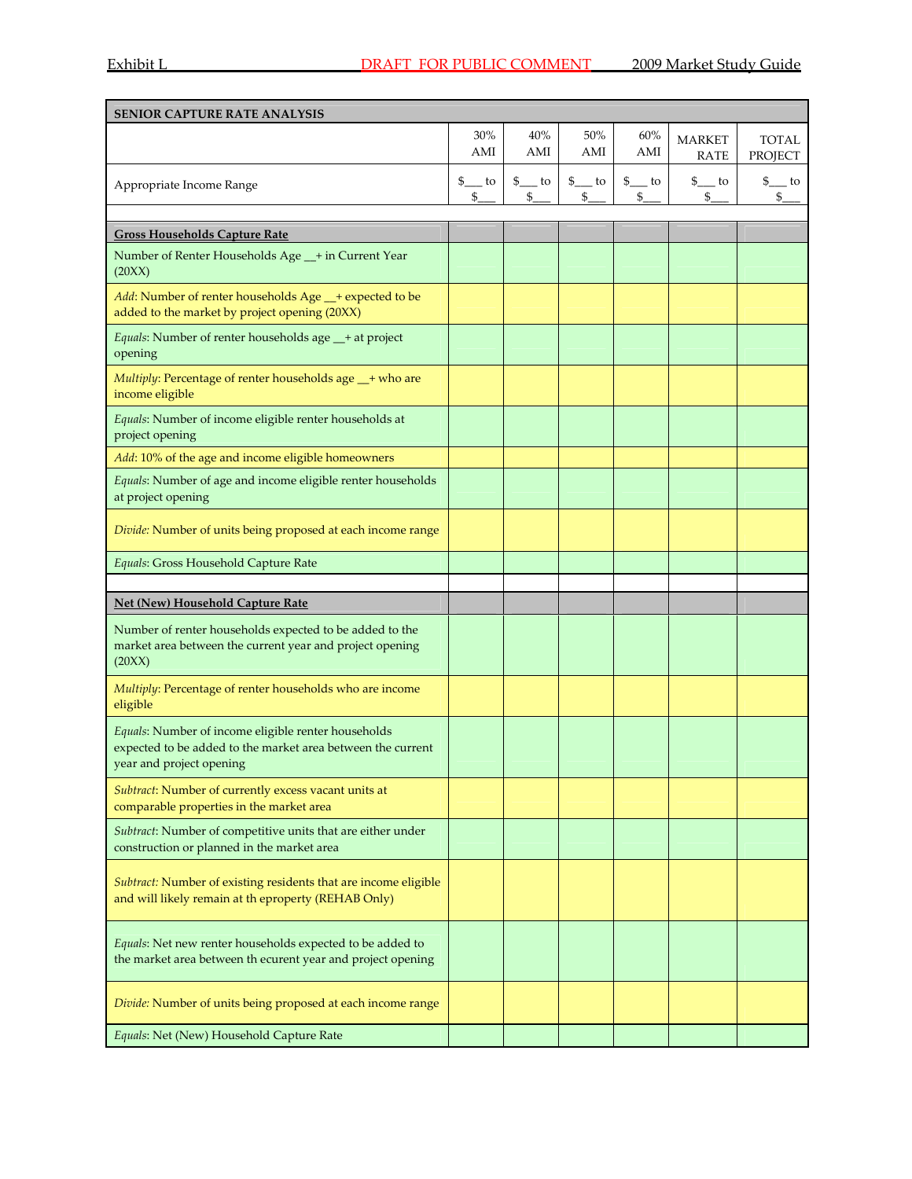| SENIOR CAPTURE RATE ANALYSIS | 30% AMI | 40% AMI | 50% AMI | 60% AMI | MARKET RATE | TOTAL PROJECT |
|---|---|---|---|---|---|---|
| Appropriate Income Range | $___ to $___ | $___ to $___ | $___ to $___ | $___ to $___ | $___ to $___ | $___ to $___ |
| | | | | | | |
| **Gross Households Capture Rate** | | | | | | |
| Number of Renter Households Age __+ in Current Year (20XX) | | | | | | |
| *Add*: Number of renter households Age __+ expected to be added to the market by project opening (20XX) | | | | | | |
| *Equals*: Number of renter households age __+ at project opening | | | | | | |
| *Multiply*: Percentage of renter households age __+ who are income eligible | | | | | | |
| *Equals*: Number of income eligible renter households at project opening | | | | | | |
| *Add*: 10% of the age and income eligible homeowners | | | | | | |
| *Equals*: Number of age and income eligible renter households at project opening | | | | | | |
| *Divide:* Number of units being proposed at each income range | | | | | | |
| *Equals*: Gross Household Capture Rate | | | | | | |
| | | | | | | |
| **Net (New) Household Capture Rate** | | | | | | |
| Number of renter households expected to be added to the market area between the current year and project opening (20XX) | | | | | | |
| *Multiply*: Percentage of renter households who are income eligible | | | | | | |
| *Equals*: Number of income eligible renter households expected to be added to the market area between the current year and project opening | | | | | | |
| *Subtract*: Number of currently excess vacant units at comparable properties in the market area | | | | | | |
| *Subtract*: Number of competitive units that are either under construction or planned in the market area | | | | | | |
| *Subtract:* Number of existing residents that are income eligible and will likely remain at th eproperty (REHAB Only) | | | | | | |
| *Equals*: Net new renter households expected to be added to the market area between th ecurent year and project opening | | | | | | |
| *Divide:* Number of units being proposed at each income range | | | | | | |
| *Equals*: Net (New) Household Capture Rate | | | | | | |